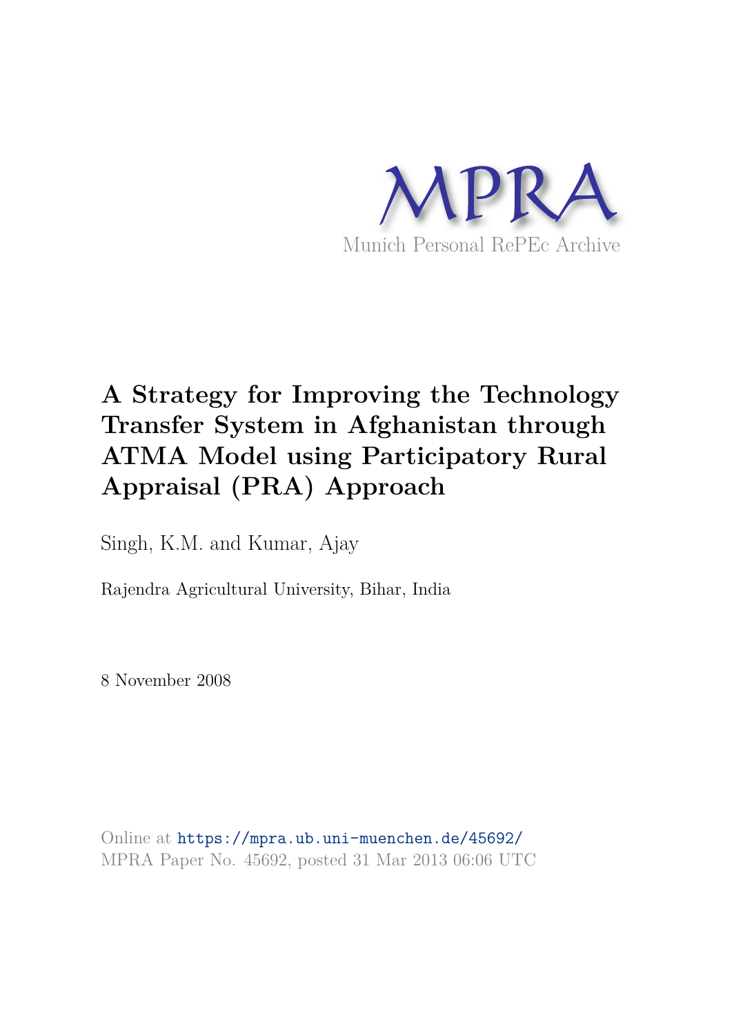MPRA

Munich Personal RePEc Archive

# A Strategy for Improving the Technology Transfer System in Afghanistan through ATMA Model using Participatory Rural Appraisal (PRA) Approach

Singh, K.M. and Kumar, Ajay

Rajendra Agricultural University, Bihar, India

8 November 2008

Online at https://mpra.ub.uni-muenchen.de/45692/
MPRA Paper No. 45692, posted 31 Mar 2013 06:06 UTC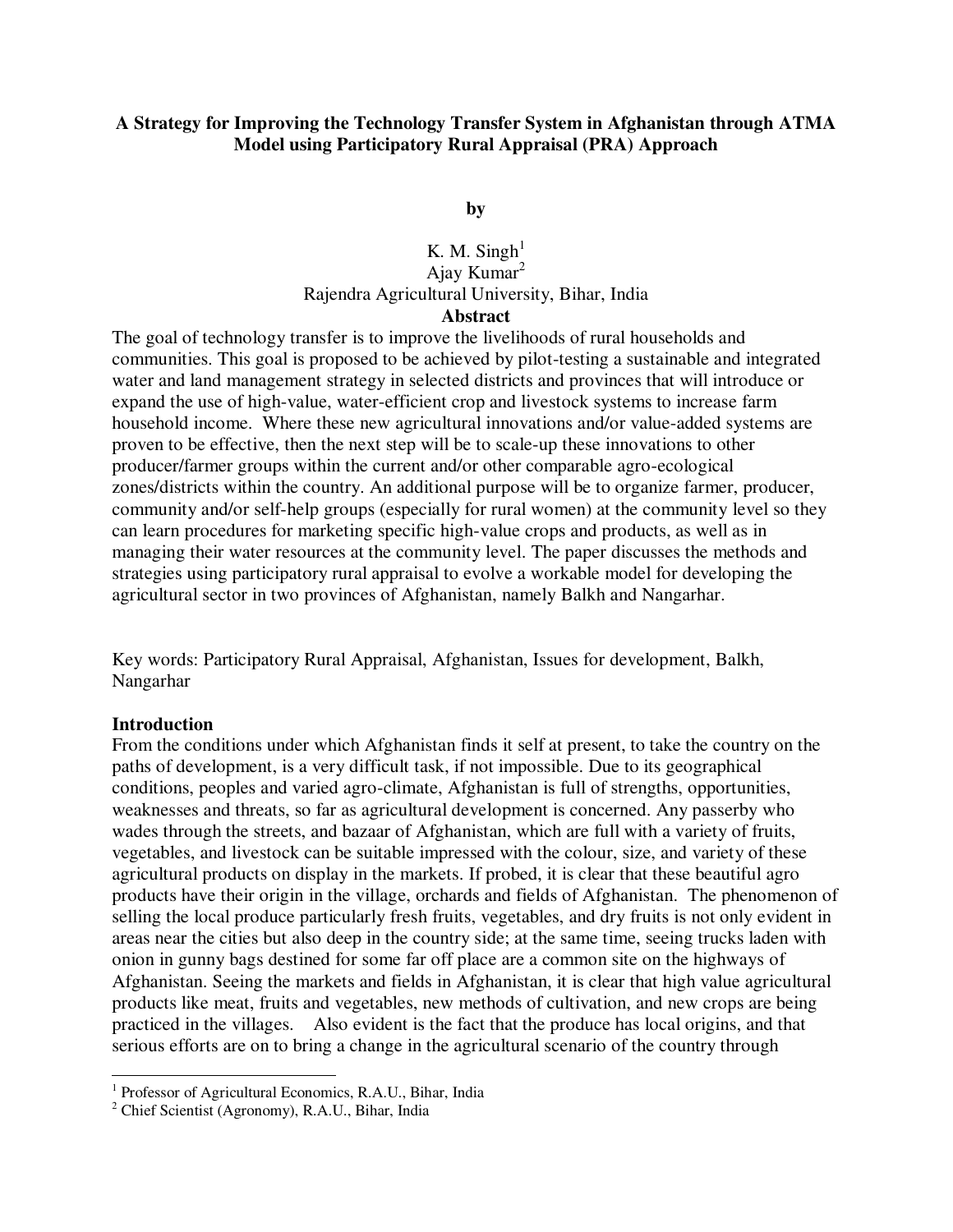**A Strategy for Improving the Technology Transfer System in Afghanistan through ATMA Model using Participatory Rural Appraisal (PRA) Approach**

**by**

K. M. Singh[1]
Ajay Kumar[2]
Rajendra Agricultural University, Bihar, India

**Abstract**

The goal of technology transfer is to improve the livelihoods of rural households and communities. This goal is proposed to be achieved by pilot-testing a sustainable and integrated water and land management strategy in selected districts and provinces that will introduce or expand the use of high-value, water-efficient crop and livestock systems to increase farm household income. Where these new agricultural innovations and/or value-added systems are proven to be effective, then the next step will be to scale-up these innovations to other producer/farmer groups within the current and/or other comparable agro-ecological zones/districts within the country. An additional purpose will be to organize farmer, producer, community and/or self-help groups (especially for rural women) at the community level so they can learn procedures for marketing specific high-value crops and products, as well as in managing their water resources at the community level. The paper discusses the methods and strategies using participatory rural appraisal to evolve a workable model for developing the agricultural sector in two provinces of Afghanistan, namely Balkh and Nangarhar.

Key words: Participatory Rural Appraisal, Afghanistan, Issues for development, Balkh, Nangarhar

## Introduction

From the conditions under which Afghanistan finds it self at present, to take the country on the paths of development, is a very difficult task, if not impossible. Due to its geographical conditions, peoples and varied agro-climate, Afghanistan is full of strengths, opportunities, weaknesses and threats, so far as agricultural development is concerned. Any passerby who wades through the streets, and bazaar of Afghanistan, which are full with a variety of fruits, vegetables, and livestock can be suitable impressed with the colour, size, and variety of these agricultural products on display in the markets. If probed, it is clear that these beautiful agro products have their origin in the village, orchards and fields of Afghanistan. The phenomenon of selling the local produce particularly fresh fruits, vegetables, and dry fruits is not only evident in areas near the cities but also deep in the country side; at the same time, seeing trucks laden with onion in gunny bags destined for some far off place are a common site on the highways of Afghanistan. Seeing the markets and fields in Afghanistan, it is clear that high value agricultural products like meat, fruits and vegetables, new methods of cultivation, and new crops are being practiced in the villages. Also evident is the fact that the produce has local origins, and that serious efforts are on to bring a change in the agricultural scenario of the country through

[1] Professor of Agricultural Economics, R.A.U., Bihar, India
[2] Chief Scientist (Agronomy), R.A.U., Bihar, India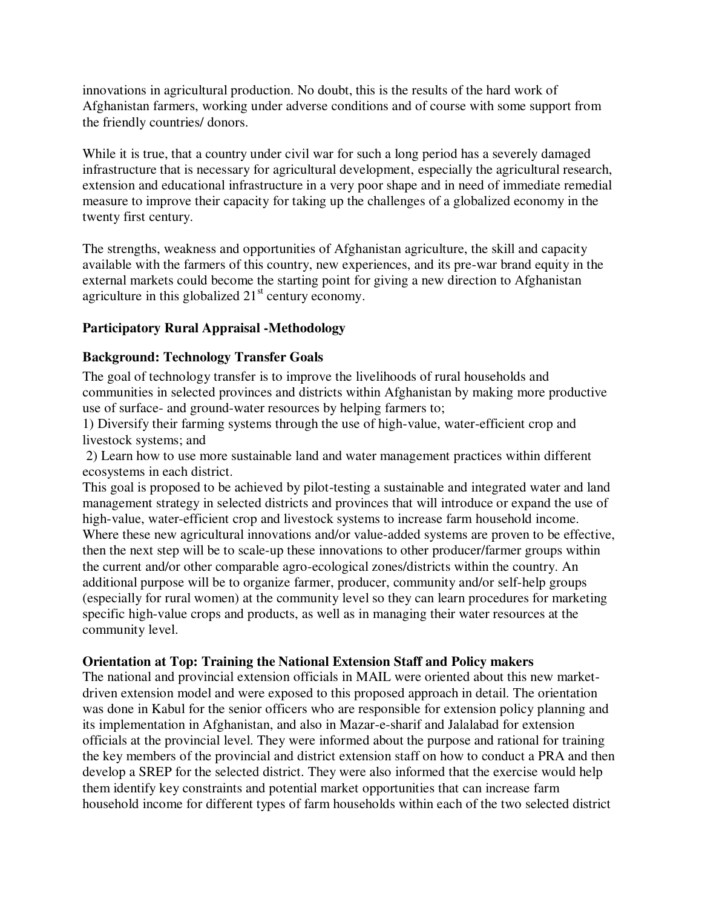innovations in agricultural production. No doubt, this is the results of the hard work of Afghanistan farmers, working under adverse conditions and of course with some support from the friendly countries/ donors.

While it is true, that a country under civil war for such a long period has a severely damaged infrastructure that is necessary for agricultural development, especially the agricultural research, extension and educational infrastructure in a very poor shape and in need of immediate remedial measure to improve their capacity for taking up the challenges of a globalized economy in the twenty first century.

The strengths, weakness and opportunities of Afghanistan agriculture, the skill and capacity available with the farmers of this country, new experiences, and its pre-war brand equity in the external markets could become the starting point for giving a new direction to Afghanistan agriculture in this globalized 21st century economy.

**Participatory Rural Appraisal -Methodology**

**Background: Technology Transfer Goals**

The goal of technology transfer is to improve the livelihoods of rural households and communities in selected provinces and districts within Afghanistan by making more productive use of surface- and ground-water resources by helping farmers to;

1) Diversify their farming systems through the use of high-value, water-efficient crop and livestock systems; and
2) Learn how to use more sustainable land and water management practices within different ecosystems in each district.

This goal is proposed to be achieved by pilot-testing a sustainable and integrated water and land management strategy in selected districts and provinces that will introduce or expand the use of high-value, water-efficient crop and livestock systems to increase farm household income. Where these new agricultural innovations and/or value-added systems are proven to be effective, then the next step will be to scale-up these innovations to other producer/farmer groups within the current and/or other comparable agro-ecological zones/districts within the country. An additional purpose will be to organize farmer, producer, community and/or self-help groups (especially for rural women) at the community level so they can learn procedures for marketing specific high-value crops and products, as well as in managing their water resources at the community level.

**Orientation at Top: Training the National Extension Staff and Policy makers**

The national and provincial extension officials in MAIL were oriented about this new market-driven extension model and were exposed to this proposed approach in detail. The orientation was done in Kabul for the senior officers who are responsible for extension policy planning and its implementation in Afghanistan, and also in Mazar-e-sharif and Jalalabad for extension officials at the provincial level. They were informed about the purpose and rational for training the key members of the provincial and district extension staff on how to conduct a PRA and then develop a SREP for the selected district. They were also informed that the exercise would help them identify key constraints and potential market opportunities that can increase farm household income for different types of farm households within each of the two selected district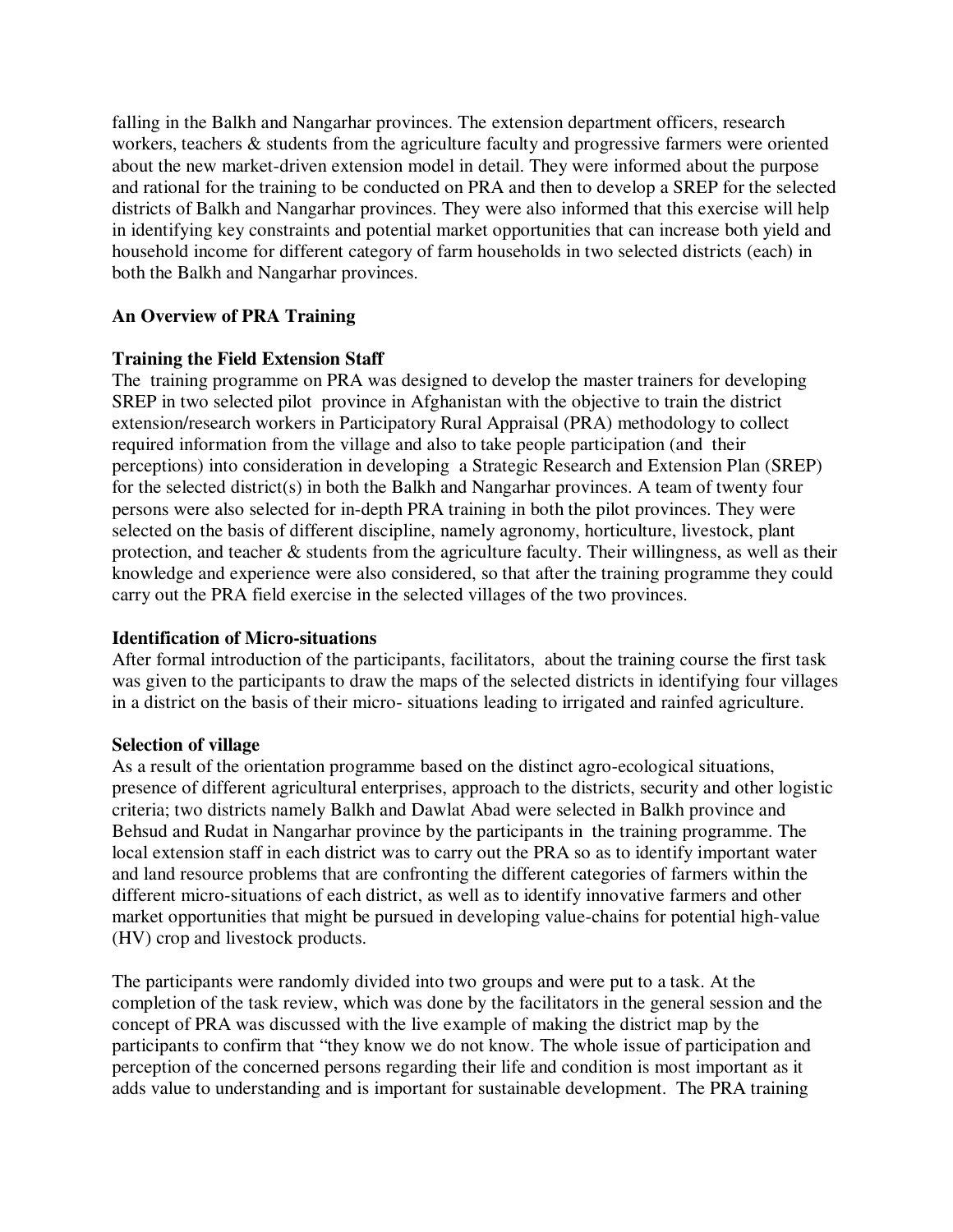falling in the Balkh and Nangarhar provinces. The extension department officers, research workers, teachers & students from the agriculture faculty and progressive farmers were oriented about the new market-driven extension model in detail. They were informed about the purpose and rational for the training to be conducted on PRA and then to develop a SREP for the selected districts of Balkh and Nangarhar provinces. They were also informed that this exercise will help in identifying key constraints and potential market opportunities that can increase both yield and household income for different category of farm households in two selected districts (each) in both the Balkh and Nangarhar provinces.

## An Overview of PRA Training

### Training the Field Extension Staff

The training programme on PRA was designed to develop the master trainers for developing SREP in two selected pilot province in Afghanistan with the objective to train the district extension/research workers in Participatory Rural Appraisal (PRA) methodology to collect required information from the village and also to take people participation (and their perceptions) into consideration in developing a Strategic Research and Extension Plan (SREP) for the selected district(s) in both the Balkh and Nangarhar provinces. A team of twenty four persons were also selected for in-depth PRA training in both the pilot provinces. They were selected on the basis of different discipline, namely agronomy, horticulture, livestock, plant protection, and teacher & students from the agriculture faculty. Their willingness, as well as their knowledge and experience were also considered, so that after the training programme they could carry out the PRA field exercise in the selected villages of the two provinces.

### Identification of Micro-situations

After formal introduction of the participants, facilitators, about the training course the first task was given to the participants to draw the maps of the selected districts in identifying four villages in a district on the basis of their micro- situations leading to irrigated and rainfed agriculture.

### Selection of village

As a result of the orientation programme based on the distinct agro-ecological situations, presence of different agricultural enterprises, approach to the districts, security and other logistic criteria; two districts namely Balkh and Dawlat Abad were selected in Balkh province and Behsud and Rudat in Nangarhar province by the participants in the training programme. The local extension staff in each district was to carry out the PRA so as to identify important water and land resource problems that are confronting the different categories of farmers within the different micro-situations of each district, as well as to identify innovative farmers and other market opportunities that might be pursued in developing value-chains for potential high-value (HV) crop and livestock products.

The participants were randomly divided into two groups and were put to a task. At the completion of the task review, which was done by the facilitators in the general session and the concept of PRA was discussed with the live example of making the district map by the participants to confirm that "they know we do not know. The whole issue of participation and perception of the concerned persons regarding their life and condition is most important as it adds value to understanding and is important for sustainable development. The PRA training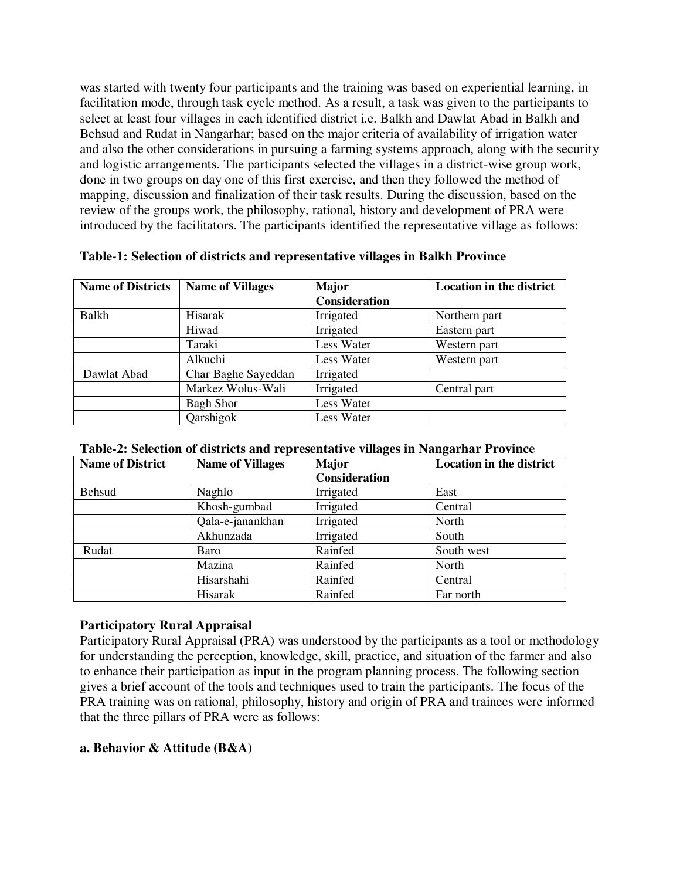was started with twenty four participants and the training was based on experiential learning, in facilitation mode, through task cycle method. As a result, a task was given to the participants to select at least four villages in each identified district i.e. Balkh and Dawlat Abad in Balkh and Behsud and Rudat in Nangarhar; based on the major criteria of availability of irrigation water and also the other considerations in pursuing a farming systems approach, along with the security and logistic arrangements. The participants selected the villages in a district-wise group work, done in two groups on day one of this first exercise, and then they followed the method of mapping, discussion and finalization of their task results. During the discussion, based on the review of the groups work, the philosophy, rational, history and development of PRA were introduced by the facilitators. The participants identified the representative village as follows:

**Table-1: Selection of districts and representative villages in Balkh Province**

| Name of Districts | Name of Villages | Major Consideration | Location in the district |
|---|---|---|---|
| Balkh | Hisarak | Irrigated | Northern part |
| | Hiwad | Irrigated | Eastern part |
| | Taraki | Less Water | Western part |
| | Alkuchi | Less Water | Western part |
| Dawlat Abad | Char Baghe Sayeddan | Irrigated | |
| | Markez Wolus-Wali | Irrigated | Central part |
| | Bagh Shor | Less Water | |
| | Qarshigok | Less Water | |

**Table-2: Selection of districts and representative villages in Nangarhar Province**

| Name of District | Name of Villages | Major Consideration | Location in the district |
|---|---|---|---|
| Behsud | Naghlo | Irrigated | East |
| | Khosh-gumbad | Irrigated | Central |
| | Qala-e-janankhan | Irrigated | North |
| | Akhunzada | Irrigated | South |
| Rudat | Baro | Rainfed | South west |
| | Mazina | Rainfed | North |
| | Hisarshahi | Rainfed | Central |
| | Hisarak | Rainfed | Far north |

**Participatory Rural Appraisal**

Participatory Rural Appraisal (PRA) was understood by the participants as a tool or methodology for understanding the perception, knowledge, skill, practice, and situation of the farmer and also to enhance their participation as input in the program planning process. The following section gives a brief account of the tools and techniques used to train the participants. The focus of the PRA training was on rational, philosophy, history and origin of PRA and trainees were informed that the three pillars of PRA were as follows:

**a. Behavior & Attitude (B&A)**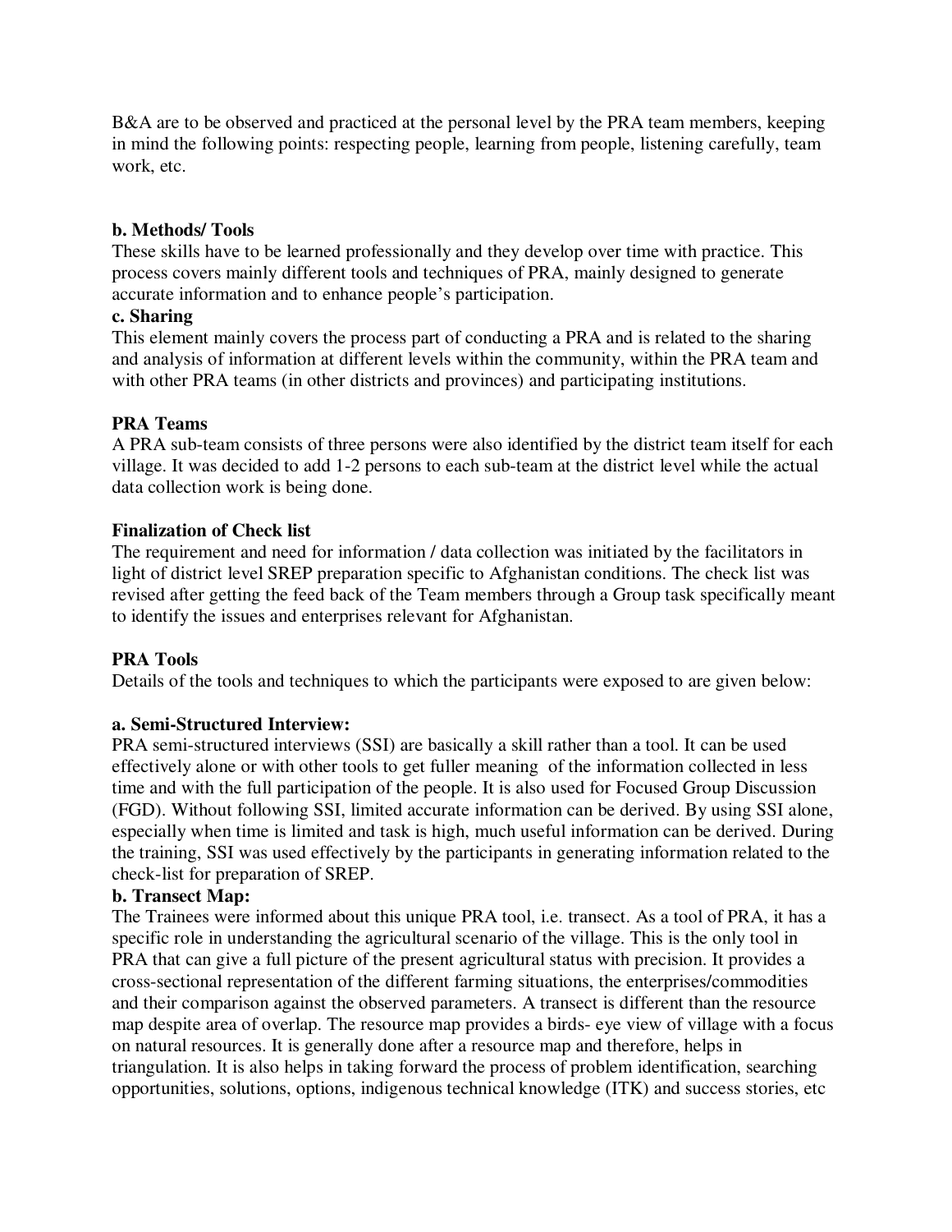B&A are to be observed and practiced at the personal level by the PRA team members, keeping in mind the following points: respecting people, learning from people, listening carefully, team work, etc.

**b. Methods/ Tools**

These skills have to be learned professionally and they develop over time with practice. This process covers mainly different tools and techniques of PRA, mainly designed to generate accurate information and to enhance people's participation.

**c. Sharing**

This element mainly covers the process part of conducting a PRA and is related to the sharing and analysis of information at different levels within the community, within the PRA team and with other PRA teams (in other districts and provinces) and participating institutions.

**PRA Teams**

A PRA sub-team consists of three persons were also identified by the district team itself for each village. It was decided to add 1-2 persons to each sub-team at the district level while the actual data collection work is being done.

**Finalization of Check list**

The requirement and need for information / data collection was initiated by the facilitators in light of district level SREP preparation specific to Afghanistan conditions. The check list was revised after getting the feed back of the Team members through a Group task specifically meant to identify the issues and enterprises relevant for Afghanistan.

**PRA Tools**

Details of the tools and techniques to which the participants were exposed to are given below:

**a. Semi-Structured Interview:**

PRA semi-structured interviews (SSI) are basically a skill rather than a tool. It can be used effectively alone or with other tools to get fuller meaning of the information collected in less time and with the full participation of the people. It is also used for Focused Group Discussion (FGD). Without following SSI, limited accurate information can be derived. By using SSI alone, especially when time is limited and task is high, much useful information can be derived. During the training, SSI was used effectively by the participants in generating information related to the check-list for preparation of SREP.

**b. Transect Map:**

The Trainees were informed about this unique PRA tool, i.e. transect. As a tool of PRA, it has a specific role in understanding the agricultural scenario of the village. This is the only tool in PRA that can give a full picture of the present agricultural status with precision. It provides a cross-sectional representation of the different farming situations, the enterprises/commodities and their comparison against the observed parameters. A transect is different than the resource map despite area of overlap. The resource map provides a birds- eye view of village with a focus on natural resources. It is generally done after a resource map and therefore, helps in triangulation. It is also helps in taking forward the process of problem identification, searching opportunities, solutions, options, indigenous technical knowledge (ITK) and success stories, etc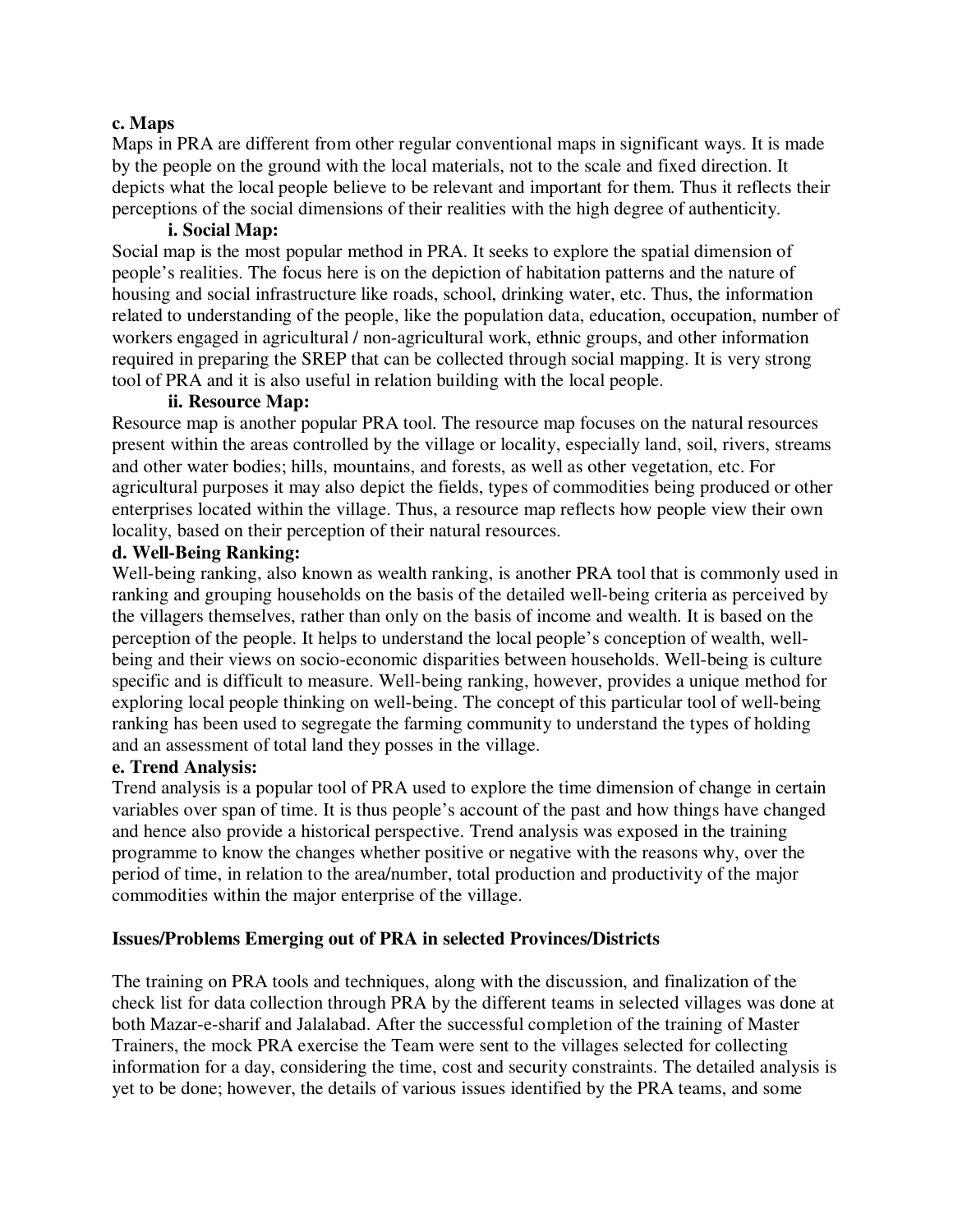**c. Maps**

Maps in PRA are different from other regular conventional maps in significant ways. It is made by the people on the ground with the local materials, not to the scale and fixed direction. It depicts what the local people believe to be relevant and important for them. Thus it reflects their perceptions of the social dimensions of their realities with the high degree of authenticity.

**i. Social Map:**

Social map is the most popular method in PRA. It seeks to explore the spatial dimension of people's realities. The focus here is on the depiction of habitation patterns and the nature of housing and social infrastructure like roads, school, drinking water, etc. Thus, the information related to understanding of the people, like the population data, education, occupation, number of workers engaged in agricultural / non-agricultural work, ethnic groups, and other information required in preparing the SREP that can be collected through social mapping. It is very strong tool of PRA and it is also useful in relation building with the local people.

**ii. Resource Map:**

Resource map is another popular PRA tool. The resource map focuses on the natural resources present within the areas controlled by the village or locality, especially land, soil, rivers, streams and other water bodies; hills, mountains, and forests, as well as other vegetation, etc. For agricultural purposes it may also depict the fields, types of commodities being produced or other enterprises located within the village. Thus, a resource map reflects how people view their own locality, based on their perception of their natural resources.

**d. Well-Being Ranking:**

Well-being ranking, also known as wealth ranking, is another PRA tool that is commonly used in ranking and grouping households on the basis of the detailed well-being criteria as perceived by the villagers themselves, rather than only on the basis of income and wealth. It is based on the perception of the people. It helps to understand the local people's conception of wealth, well-being and their views on socio-economic disparities between households. Well-being is culture specific and is difficult to measure. Well-being ranking, however, provides a unique method for exploring local people thinking on well-being. The concept of this particular tool of well-being ranking has been used to segregate the farming community to understand the types of holding and an assessment of total land they posses in the village.

**e. Trend Analysis:**

Trend analysis is a popular tool of PRA used to explore the time dimension of change in certain variables over span of time. It is thus people's account of the past and how things have changed and hence also provide a historical perspective. Trend analysis was exposed in the training programme to know the changes whether positive or negative with the reasons why, over the period of time, in relation to the area/number, total production and productivity of the major commodities within the major enterprise of the village.

**Issues/Problems Emerging out of PRA in selected Provinces/Districts**

The training on PRA tools and techniques, along with the discussion, and finalization of the check list for data collection through PRA by the different teams in selected villages was done at both Mazar-e-sharif and Jalalabad. After the successful completion of the training of Master Trainers, the mock PRA exercise the Team were sent to the villages selected for collecting information for a day, considering the time, cost and security constraints. The detailed analysis is yet to be done; however, the details of various issues identified by the PRA teams, and some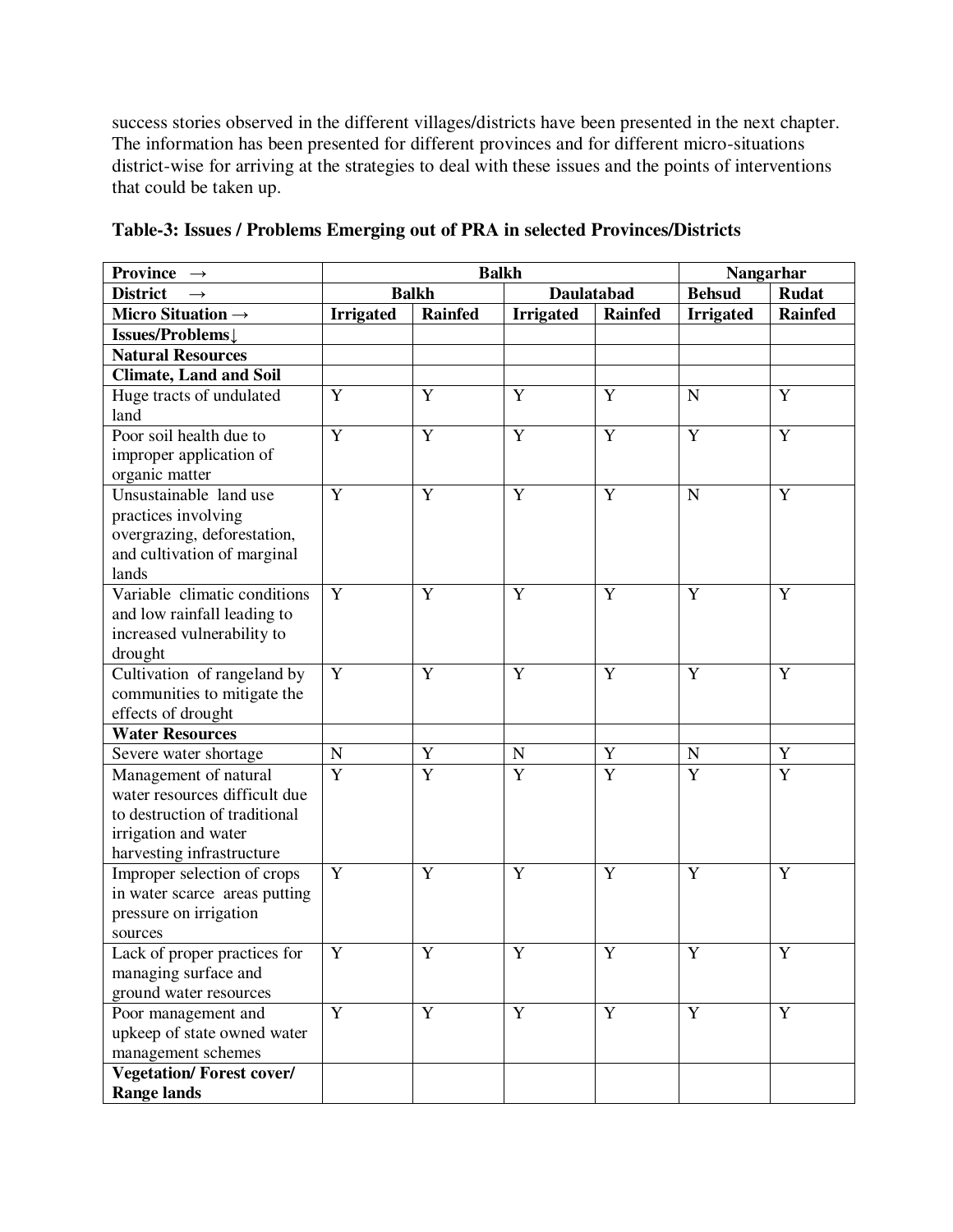success stories observed in the different villages/districts have been presented in the next chapter. The information has been presented for different provinces and for different micro-situations district-wise for arriving at the strategies to deal with these issues and the points of interventions that could be taken up.

**Table-3: Issues / Problems Emerging out of PRA in selected Provinces/Districts**

| **Province →** | **Balkh** | | | | **Nangarhar** | |
|---|---|---|---|---|---|---|
| **District →** | **Balkh** | | **Daulatabad** | | **Behsud** | **Rudat** |
| **Micro Situation →** | **Irrigated** | **Rainfed** | **Irrigated** | **Rainfed** | **Irrigated** | **Rainfed** |
| **Issues/Problems↓** | | | | | | |
| **Natural Resources** | | | | | | |
| **Climate, Land and Soil** | | | | | | |
| Huge tracts of undulated land | Y | Y | Y | Y | N | Y |
| Poor soil health due to improper application of organic matter | Y | Y | Y | Y | Y | Y |
| Unsustainable land use practices involving overgrazing, deforestation, and cultivation of marginal lands | Y | Y | Y | Y | N | Y |
| Variable climatic conditions and low rainfall leading to increased vulnerability to drought | Y | Y | Y | Y | Y | Y |
| Cultivation of rangeland by communities to mitigate the effects of drought | Y | Y | Y | Y | Y | Y |
| **Water Resources** | | | | | | |
| Severe water shortage | N | Y | N | Y | N | Y |
| Management of natural water resources difficult due to destruction of traditional irrigation and water harvesting infrastructure | Y | Y | Y | Y | Y | Y |
| Improper selection of crops in water scarce areas putting pressure on irrigation sources | Y | Y | Y | Y | Y | Y |
| Lack of proper practices for managing surface and ground water resources | Y | Y | Y | Y | Y | Y |
| Poor management and upkeep of state owned water management schemes | Y | Y | Y | Y | Y | Y |
| **Vegetation/ Forest cover/ Range lands** | | | | | | |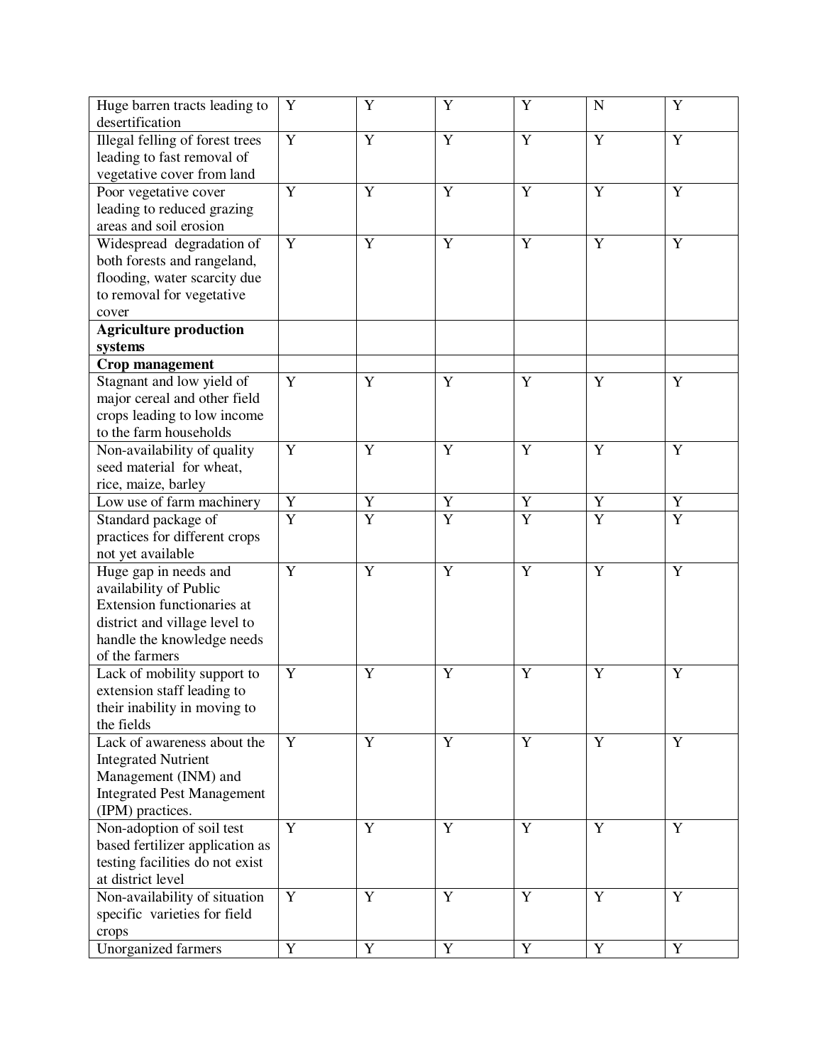| | | | | | | |
|---|---|---|---|---|---|---|
| Huge barren tracts leading to desertification | Y | Y | Y | Y | N | Y |
| Illegal felling of forest trees leading to fast removal of vegetative cover from land | Y | Y | Y | Y | Y | Y |
| Poor vegetative cover leading to reduced grazing areas and soil erosion | Y | Y | Y | Y | Y | Y |
| Widespread degradation of both forests and rangeland, flooding, water scarcity due to removal for vegetative cover | Y | Y | Y | Y | Y | Y |
| **Agriculture production systems** | | | | | | |
| **Crop management** | | | | | | |
| Stagnant and low yield of major cereal and other field crops leading to low income to the farm households | Y | Y | Y | Y | Y | Y |
| Non-availability of quality seed material for wheat, rice, maize, barley | Y | Y | Y | Y | Y | Y |
| Low use of farm machinery | Y | Y | Y | Y | Y | Y |
| Standard package of practices for different crops not yet available | Y | Y | Y | Y | Y | Y |
| Huge gap in needs and availability of Public Extension functionaries at district and village level to handle the knowledge needs of the farmers | Y | Y | Y | Y | Y | Y |
| Lack of mobility support to extension staff leading to their inability in moving to the fields | Y | Y | Y | Y | Y | Y |
| Lack of awareness about the Integrated Nutrient Management (INM) and Integrated Pest Management (IPM) practices. | Y | Y | Y | Y | Y | Y |
| Non-adoption of soil test based fertilizer application as testing facilities do not exist at district level | Y | Y | Y | Y | Y | Y |
| Non-availability of situation specific varieties for field crops | Y | Y | Y | Y | Y | Y |
| Unorganized farmers | Y | Y | Y | Y | Y | Y |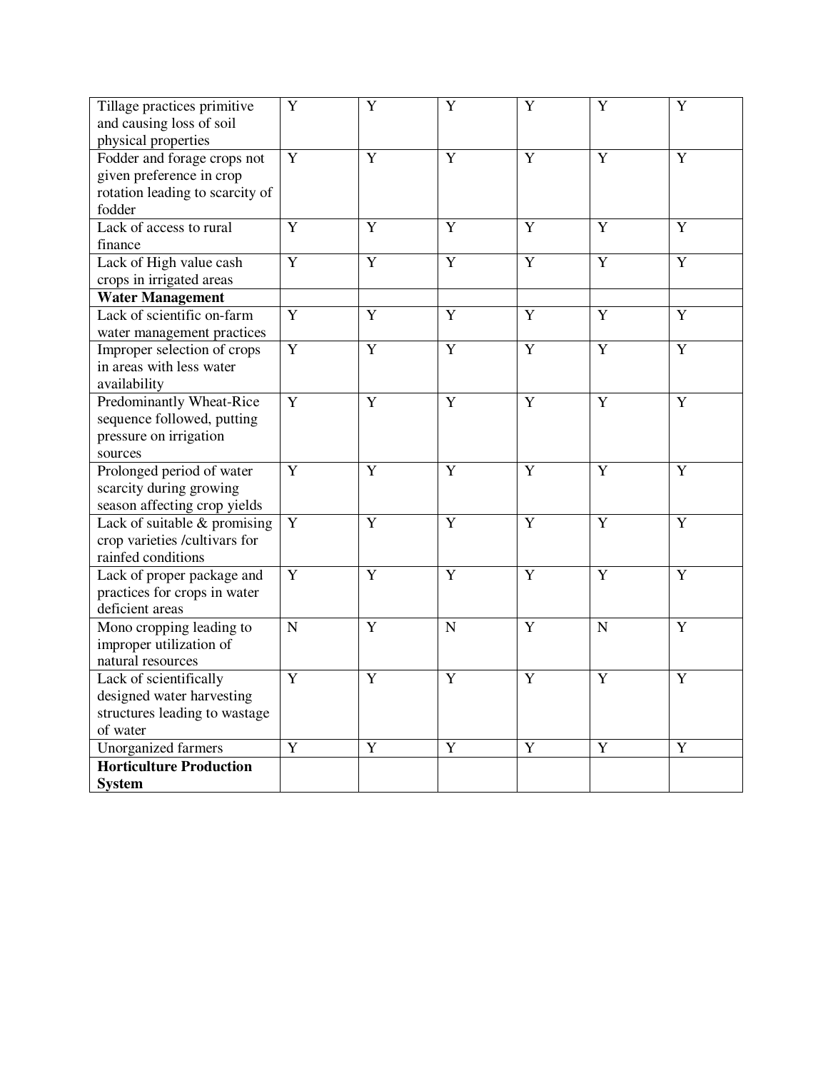| | | | | | | |
|---|---|---|---|---|---|---|
| Tillage practices primitive and causing loss of soil physical properties | Y | Y | Y | Y | Y | Y |
| Fodder and forage crops not given preference in crop rotation leading to scarcity of fodder | Y | Y | Y | Y | Y | Y |
| Lack of access to rural finance | Y | Y | Y | Y | Y | Y |
| Lack of High value cash crops in irrigated areas | Y | Y | Y | Y | Y | Y |
| **Water Management** | | | | | | |
| Lack of scientific on-farm water management practices | Y | Y | Y | Y | Y | Y |
| Improper selection of crops in areas with less water availability | Y | Y | Y | Y | Y | Y |
| Predominantly Wheat-Rice sequence followed, putting pressure on irrigation sources | Y | Y | Y | Y | Y | Y |
| Prolonged period of water scarcity during growing season affecting crop yields | Y | Y | Y | Y | Y | Y |
| Lack of suitable & promising crop varieties /cultivars for rainfed conditions | Y | Y | Y | Y | Y | Y |
| Lack of proper package and practices for crops in water deficient areas | Y | Y | Y | Y | Y | Y |
| Mono cropping leading to improper utilization of natural resources | N | Y | N | Y | N | Y |
| Lack of scientifically designed water harvesting structures leading to wastage of water | Y | Y | Y | Y | Y | Y |
| Unorganized farmers | Y | Y | Y | Y | Y | Y |
| **Horticulture Production System** | | | | | | |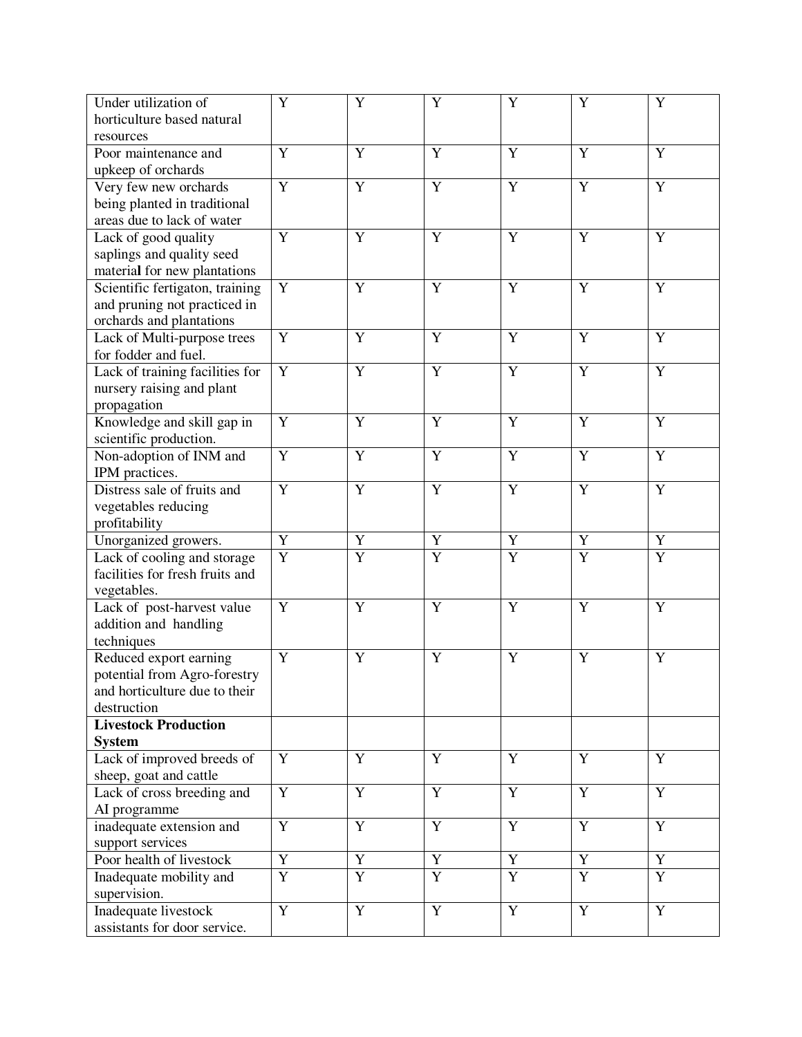| | | | | | | |
|---|---|---|---|---|---|---|
| Under utilization of horticulture based natural resources | Y | Y | Y | Y | Y | Y |
| Poor maintenance and upkeep of orchards | Y | Y | Y | Y | Y | Y |
| Very few new orchards being planted in traditional areas due to lack of water | Y | Y | Y | Y | Y | Y |
| Lack of good quality saplings and quality seed material for new plantations | Y | Y | Y | Y | Y | Y |
| Scientific fertigaton, training and pruning not practiced in orchards and plantations | Y | Y | Y | Y | Y | Y |
| Lack of Multi-purpose trees for fodder and fuel. | Y | Y | Y | Y | Y | Y |
| Lack of training facilities for nursery raising and plant propagation | Y | Y | Y | Y | Y | Y |
| Knowledge and skill gap in scientific production. | Y | Y | Y | Y | Y | Y |
| Non-adoption of INM and IPM practices. | Y | Y | Y | Y | Y | Y |
| Distress sale of fruits and vegetables reducing profitability | Y | Y | Y | Y | Y | Y |
| Unorganized growers. | Y | Y | Y | Y | Y | Y |
| Lack of cooling and storage facilities for fresh fruits and vegetables. | Y | Y | Y | Y | Y | Y |
| Lack of post-harvest value addition and handling techniques | Y | Y | Y | Y | Y | Y |
| Reduced export earning potential from Agro-forestry and horticulture due to their destruction | Y | Y | Y | Y | Y | Y |
| **Livestock Production System** | | | | | | |
| Lack of improved breeds of sheep, goat and cattle | Y | Y | Y | Y | Y | Y |
| Lack of cross breeding and AI programme | Y | Y | Y | Y | Y | Y |
| inadequate extension and support services | Y | Y | Y | Y | Y | Y |
| Poor health of livestock | Y | Y | Y | Y | Y | Y |
| Inadequate mobility and supervision. | Y | Y | Y | Y | Y | Y |
| Inadequate livestock assistants for door service. | Y | Y | Y | Y | Y | Y |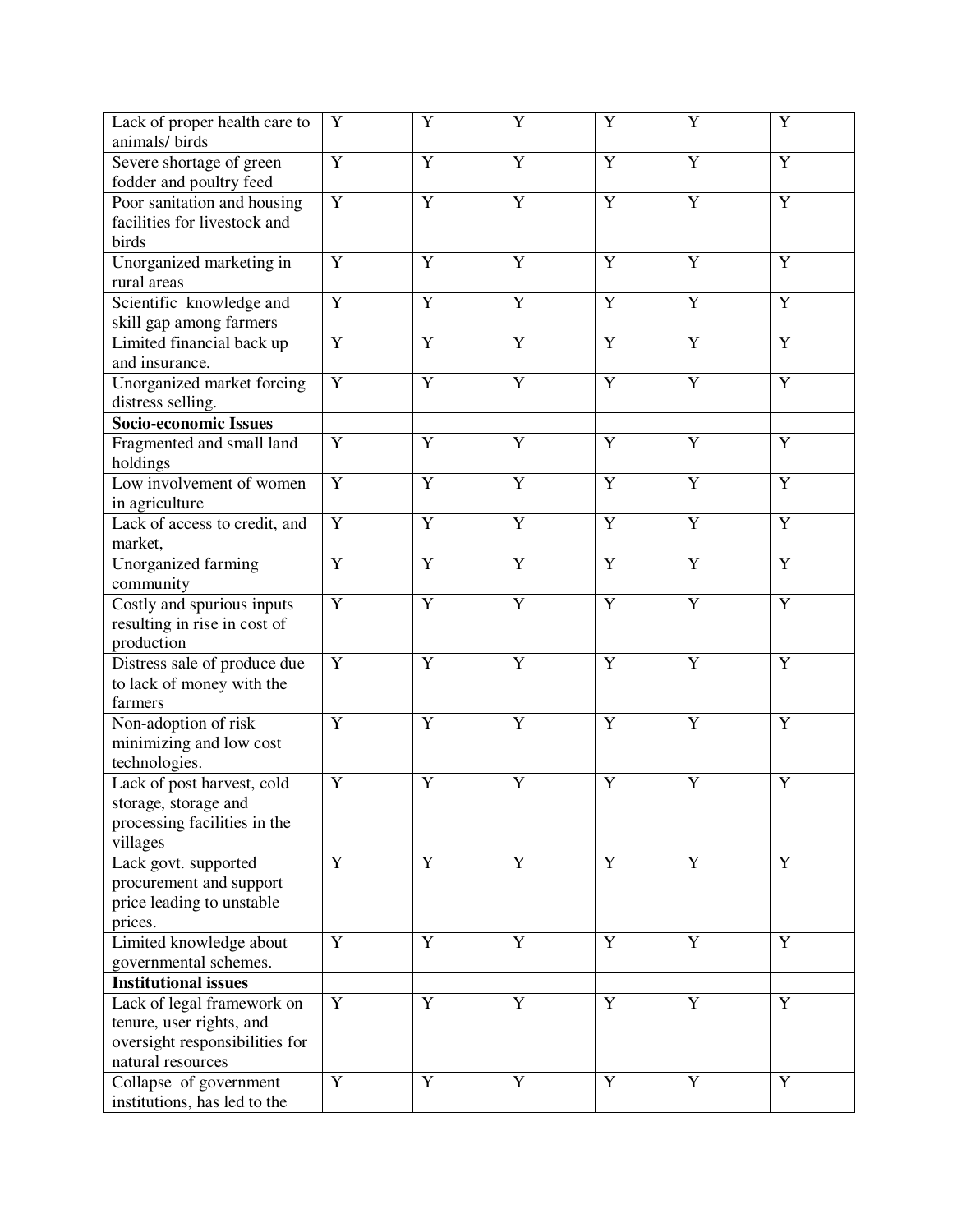| | | | | | | |
|---|---|---|---|---|---|---|
| Lack of proper health care to animals/ birds | Y | Y | Y | Y | Y | Y |
| Severe shortage of green fodder and poultry feed | Y | Y | Y | Y | Y | Y |
| Poor sanitation and housing facilities for livestock and birds | Y | Y | Y | Y | Y | Y |
| Unorganized marketing in rural areas | Y | Y | Y | Y | Y | Y |
| Scientific knowledge and skill gap among farmers | Y | Y | Y | Y | Y | Y |
| Limited financial back up and insurance. | Y | Y | Y | Y | Y | Y |
| Unorganized market forcing distress selling. | Y | Y | Y | Y | Y | Y |
| **Socio-economic Issues** | | | | | | |
| Fragmented and small land holdings | Y | Y | Y | Y | Y | Y |
| Low involvement of women in agriculture | Y | Y | Y | Y | Y | Y |
| Lack of access to credit, and market, | Y | Y | Y | Y | Y | Y |
| Unorganized farming community | Y | Y | Y | Y | Y | Y |
| Costly and spurious inputs resulting in rise in cost of production | Y | Y | Y | Y | Y | Y |
| Distress sale of produce due to lack of money with the farmers | Y | Y | Y | Y | Y | Y |
| Non-adoption of risk minimizing and low cost technologies. | Y | Y | Y | Y | Y | Y |
| Lack of post harvest, cold storage, storage and processing facilities in the villages | Y | Y | Y | Y | Y | Y |
| Lack govt. supported procurement and support price leading to unstable prices. | Y | Y | Y | Y | Y | Y |
| Limited knowledge about governmental schemes. | Y | Y | Y | Y | Y | Y |
| **Institutional issues** | | | | | | |
| Lack of legal framework on tenure, user rights, and oversight responsibilities for natural resources | Y | Y | Y | Y | Y | Y |
| Collapse of government institutions, has led to the | Y | Y | Y | Y | Y | Y |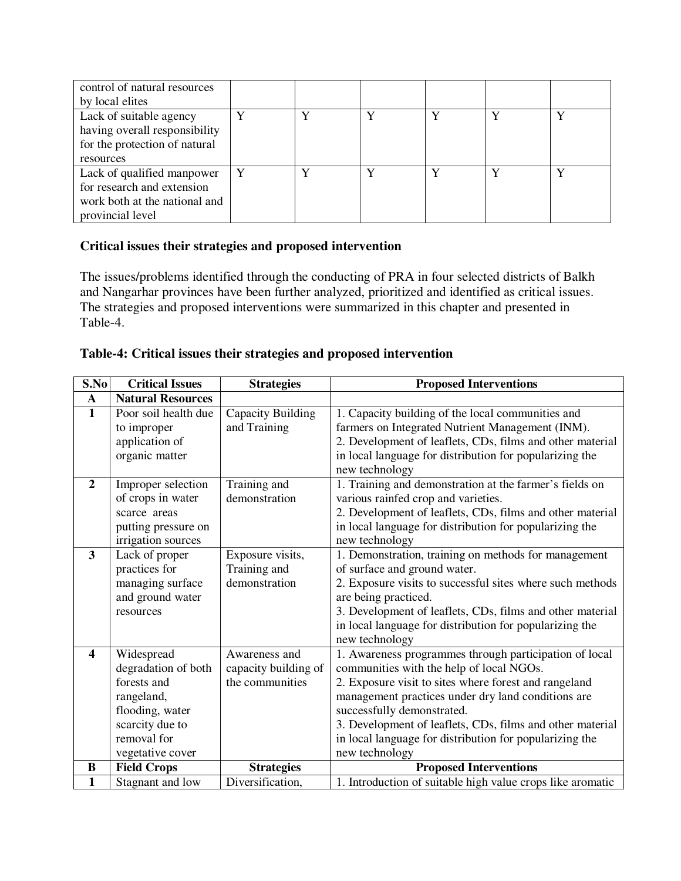| control of natural resources by local elites | | | | | | |
|---|---|---|---|---|---|---|
| Lack of suitable agency having overall responsibility for the protection of natural resources | Y | Y | Y | Y | Y | Y |
| Lack of qualified manpower for research and extension work both at the national and provincial level | Y | Y | Y | Y | Y | Y |

**Critical issues their strategies and proposed intervention**

The issues/problems identified through the conducting of PRA in four selected districts of Balkh and Nangarhar provinces have been further analyzed, prioritized and identified as critical issues. The strategies and proposed interventions were summarized in this chapter and presented in Table-4.

**Table-4: Critical issues their strategies and proposed intervention**

| S.No | Critical Issues | Strategies | Proposed Interventions |
|---|---|---|---|
| **A** | **Natural Resources** | | |
| **1** | Poor soil health due to improper application of organic matter | Capacity Building and Training | 1. Capacity building of the local communities and farmers on Integrated Nutrient Management (INM).<br>2. Development of leaflets, CDs, films and other material in local language for distribution for popularizing the new technology |
| **2** | Improper selection of crops in water scarce areas putting pressure on irrigation sources | Training and demonstration | 1. Training and demonstration at the farmer's fields on various rainfed crop and varieties.<br>2. Development of leaflets, CDs, films and other material in local language for distribution for popularizing the new technology |
| **3** | Lack of proper practices for managing surface and ground water resources | Exposure visits, Training and demonstration | 1. Demonstration, training on methods for management of surface and ground water.<br>2. Exposure visits to successful sites where such methods are being practiced.<br>3. Development of leaflets, CDs, films and other material in local language for distribution for popularizing the new technology |
| **4** | Widespread degradation of both forests and rangeland, flooding, water scarcity due to removal for vegetative cover | Awareness and capacity building of the communities | 1. Awareness programmes through participation of local communities with the help of local NGOs.<br>2. Exposure visit to sites where forest and rangeland management practices under dry land conditions are successfully demonstrated.<br>3. Development of leaflets, CDs, films and other material in local language for distribution for popularizing the new technology |
| **B** | **Field Crops** | **Strategies** | **Proposed Interventions** |
| **1** | Stagnant and low | Diversification, | 1. Introduction of suitable high value crops like aromatic |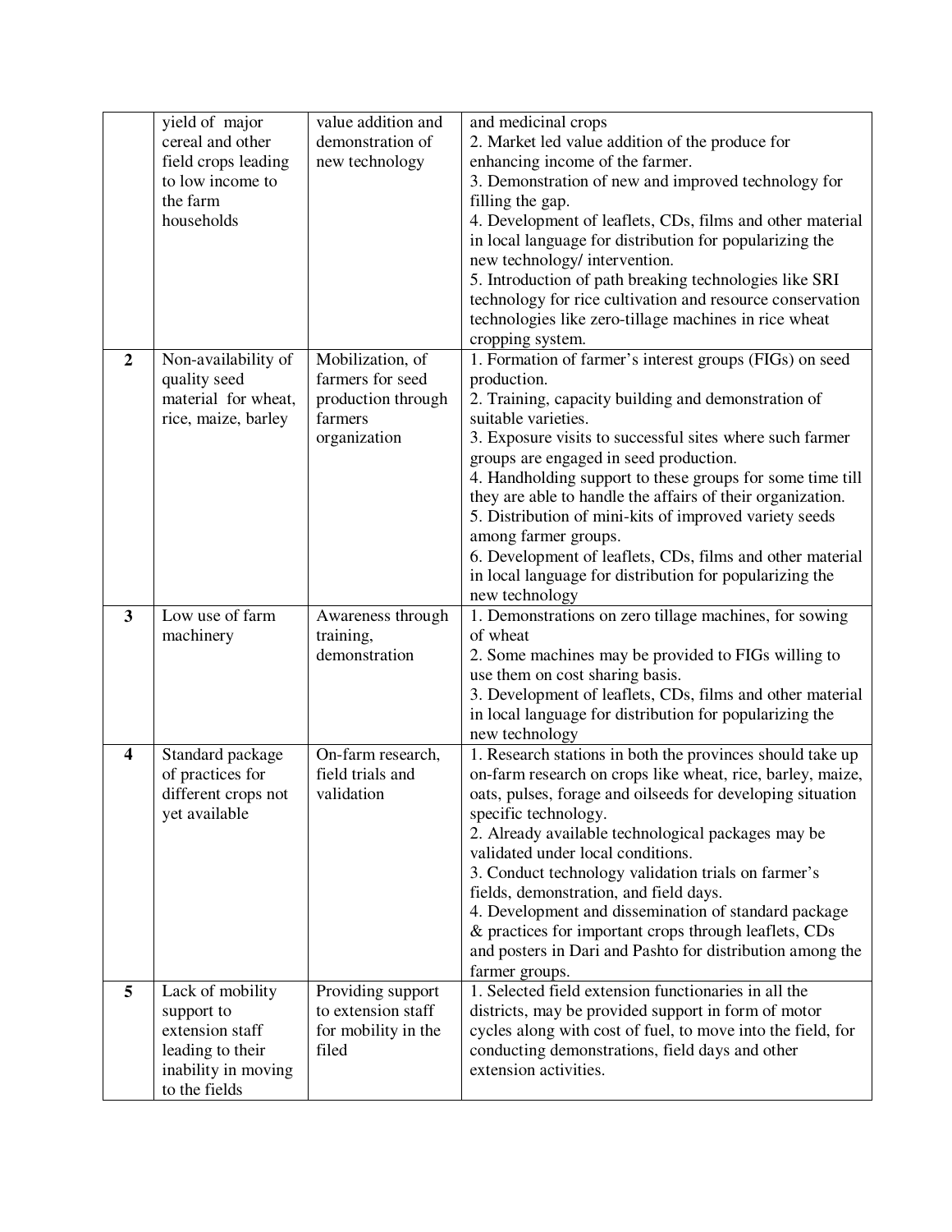| | | | |
|---|---|---|---|
| | yield of major cereal and other field crops leading to low income to the farm households | value addition and demonstration of new technology | and medicinal crops<br>2. Market led value addition of the produce for enhancing income of the farmer.<br>3. Demonstration of new and improved technology for filling the gap.<br>4. Development of leaflets, CDs, films and other material in local language for distribution for popularizing the new technology/ intervention.<br>5. Introduction of path breaking technologies like SRI technology for rice cultivation and resource conservation technologies like zero-tillage machines in rice wheat cropping system. |
| **2** | Non-availability of quality seed material for wheat, rice, maize, barley | Mobilization, of farmers for seed production through farmers organization | 1. Formation of farmer's interest groups (FIGs) on seed production.<br>2. Training, capacity building and demonstration of suitable varieties.<br>3. Exposure visits to successful sites where such farmer groups are engaged in seed production.<br>4. Handholding support to these groups for some time till they are able to handle the affairs of their organization.<br>5. Distribution of mini-kits of improved variety seeds among farmer groups.<br>6. Development of leaflets, CDs, films and other material in local language for distribution for popularizing the new technology |
| **3** | Low use of farm machinery | Awareness through training, demonstration | 1. Demonstrations on zero tillage machines, for sowing of wheat<br>2. Some machines may be provided to FIGs willing to use them on cost sharing basis.<br>3. Development of leaflets, CDs, films and other material in local language for distribution for popularizing the new technology |
| **4** | Standard package of practices for different crops not yet available | On-farm research, field trials and validation | 1. Research stations in both the provinces should take up on-farm research on crops like wheat, rice, barley, maize, oats, pulses, forage and oilseeds for developing situation specific technology.<br>2. Already available technological packages may be validated under local conditions.<br>3. Conduct technology validation trials on farmer's fields, demonstration, and field days.<br>4. Development and dissemination of standard package & practices for important crops through leaflets, CDs and posters in Dari and Pashto for distribution among the farmer groups. |
| **5** | Lack of mobility support to extension staff leading to their inability in moving to the fields | Providing support to extension staff for mobility in the filed | 1. Selected field extension functionaries in all the districts, may be provided support in form of motor cycles along with cost of fuel, to move into the field, for conducting demonstrations, field days and other extension activities. |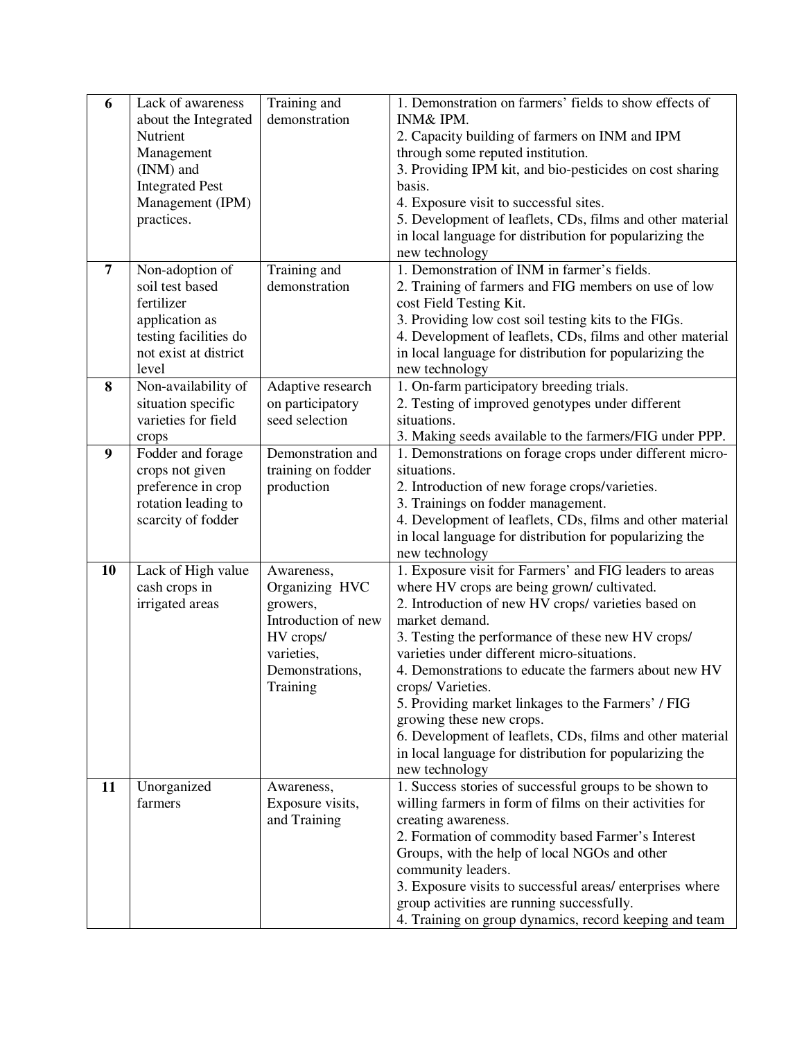| | | | |
|---|---|---|---|
| **6** | Lack of awareness about the Integrated Nutrient Management (INM) and Integrated Pest Management (IPM) practices. | Training and demonstration | 1. Demonstration on farmers' fields to show effects of INM& IPM.<br>2. Capacity building of farmers on INM and IPM through some reputed institution.<br>3. Providing IPM kit, and bio-pesticides on cost sharing basis.<br>4. Exposure visit to successful sites.<br>5. Development of leaflets, CDs, films and other material in local language for distribution for popularizing the new technology |
| **7** | Non-adoption of soil test based fertilizer application as testing facilities do not exist at district level | Training and demonstration | 1. Demonstration of INM in farmer's fields.<br>2. Training of farmers and FIG members on use of low cost Field Testing Kit.<br>3. Providing low cost soil testing kits to the FIGs.<br>4. Development of leaflets, CDs, films and other material in local language for distribution for popularizing the new technology |
| **8** | Non-availability of situation specific varieties for field crops | Adaptive research on participatory seed selection | 1. On-farm participatory breeding trials.<br>2. Testing of improved genotypes under different situations.<br>3. Making seeds available to the farmers/FIG under PPP. |
| **9** | Fodder and forage crops not given preference in crop rotation leading to scarcity of fodder | Demonstration and training on fodder production | 1. Demonstrations on forage crops under different micro-situations.<br>2. Introduction of new forage crops/varieties.<br>3. Trainings on fodder management.<br>4. Development of leaflets, CDs, films and other material in local language for distribution for popularizing the new technology |
| **10** | Lack of High value cash crops in irrigated areas | Awareness, Organizing HVC growers, Introduction of new HV crops/ varieties, Demonstrations, Training | 1. Exposure visit for Farmers' and FIG leaders to areas where HV crops are being grown/ cultivated.<br>2. Introduction of new HV crops/ varieties based on market demand.<br>3. Testing the performance of these new HV crops/ varieties under different micro-situations.<br>4. Demonstrations to educate the farmers about new HV crops/ Varieties.<br>5. Providing market linkages to the Farmers' / FIG growing these new crops.<br>6. Development of leaflets, CDs, films and other material in local language for distribution for popularizing the new technology |
| **11** | Unorganized farmers | Awareness, Exposure visits, and Training | 1. Success stories of successful groups to be shown to willing farmers in form of films on their activities for creating awareness.<br>2. Formation of commodity based Farmer's Interest Groups, with the help of local NGOs and other community leaders.<br>3. Exposure visits to successful areas/ enterprises where group activities are running successfully.<br>4. Training on group dynamics, record keeping and team |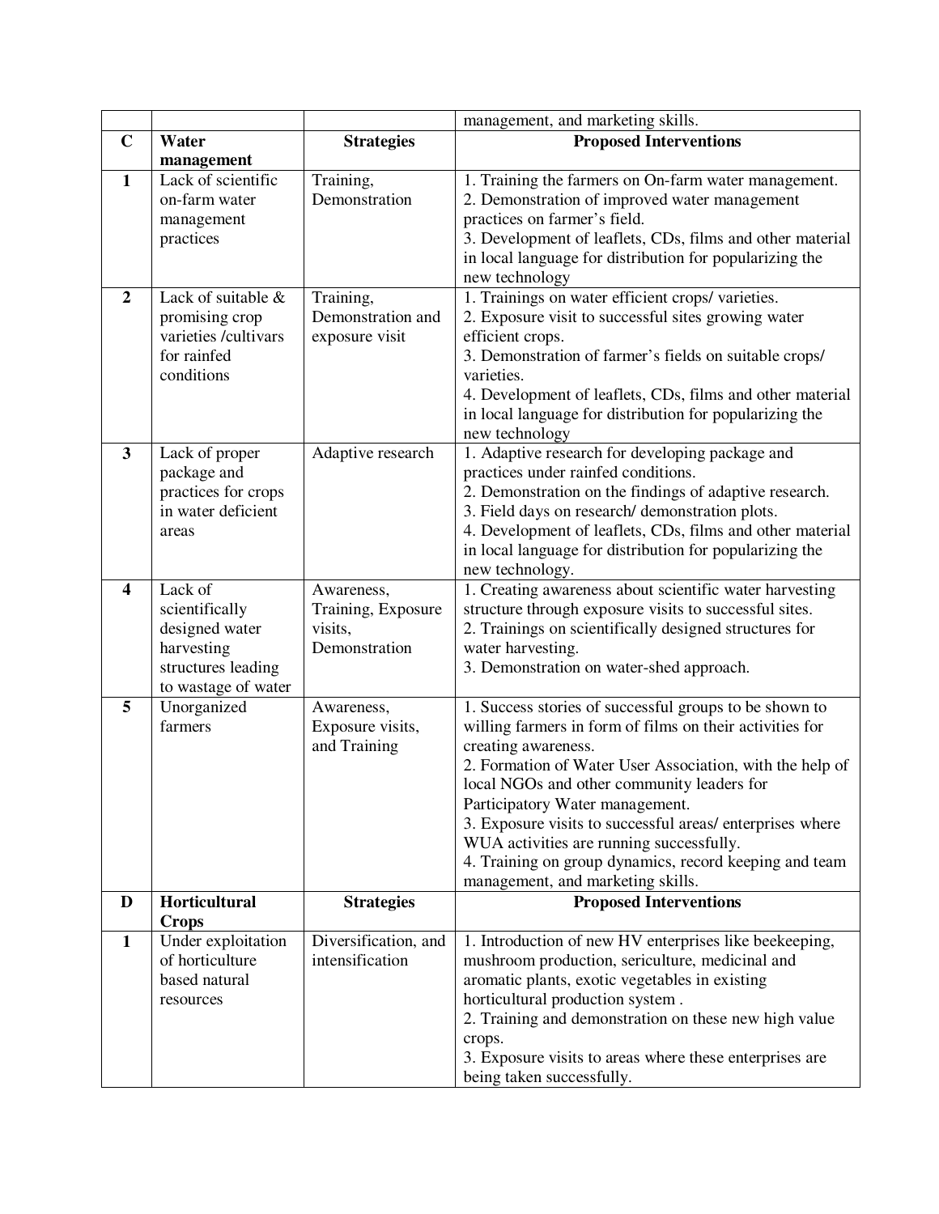|  |  |  | management, and marketing skills. |
|---|---|---|---|
| **C** | **Water management** | **Strategies** | **Proposed Interventions** |
| **1** | Lack of scientific on-farm water management practices | Training, Demonstration | 1. Training the farmers on On-farm water management.<br>2. Demonstration of improved water management practices on farmer's field.<br>3. Development of leaflets, CDs, films and other material in local language for distribution for popularizing the new technology |
| **2** | Lack of suitable & promising crop varieties /cultivars for rainfed conditions | Training, Demonstration and exposure visit | 1. Trainings on water efficient crops/ varieties.<br>2. Exposure visit to successful sites growing water efficient crops.<br>3. Demonstration of farmer's fields on suitable crops/ varieties.<br>4. Development of leaflets, CDs, films and other material in local language for distribution for popularizing the new technology |
| **3** | Lack of proper package and practices for crops in water deficient areas | Adaptive research | 1. Adaptive research for developing package and practices under rainfed conditions.<br>2. Demonstration on the findings of adaptive research.<br>3. Field days on research/ demonstration plots.<br>4. Development of leaflets, CDs, films and other material in local language for distribution for popularizing the new technology. |
| **4** | Lack of scientifically designed water harvesting structures leading to wastage of water | Awareness, Training, Exposure visits, Demonstration | 1. Creating awareness about scientific water harvesting structure through exposure visits to successful sites.<br>2. Trainings on scientifically designed structures for water harvesting.<br>3. Demonstration on water-shed approach. |
| **5** | Unorganized farmers | Awareness, Exposure visits, and Training | 1. Success stories of successful groups to be shown to willing farmers in form of films on their activities for creating awareness.<br>2. Formation of Water User Association, with the help of local NGOs and other community leaders for Participatory Water management.<br>3. Exposure visits to successful areas/ enterprises where WUA activities are running successfully.<br>4. Training on group dynamics, record keeping and team management, and marketing skills. |
| **D** | **Horticultural Crops** | **Strategies** | **Proposed Interventions** |
| **1** | Under exploitation of horticulture based natural resources | Diversification, and intensification | 1. Introduction of new HV enterprises like beekeeping, mushroom production, sericulture, medicinal and aromatic plants, exotic vegetables in existing horticultural production system .<br>2. Training and demonstration on these new high value crops.<br>3. Exposure visits to areas where these enterprises are being taken successfully. |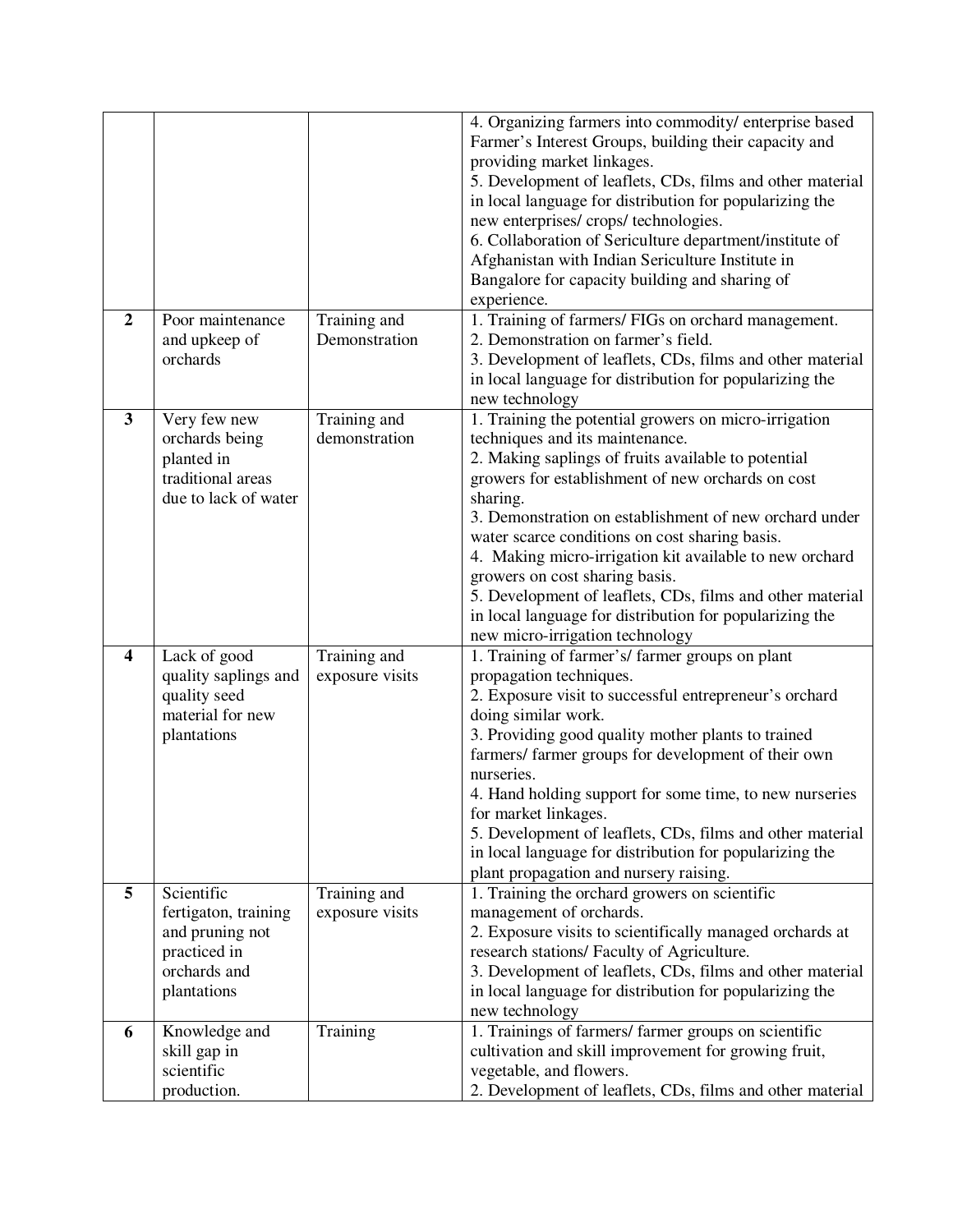| | | | |
|---|---|---|---|
| | | | 4. Organizing farmers into commodity/ enterprise based Farmer's Interest Groups, building their capacity and providing market linkages.<br>5. Development of leaflets, CDs, films and other material in local language for distribution for popularizing the new enterprises/ crops/ technologies.<br>6. Collaboration of Sericulture department/institute of Afghanistan with Indian Sericulture Institute in Bangalore for capacity building and sharing of experience. |
| **2** | Poor maintenance and upkeep of orchards | Training and Demonstration | 1. Training of farmers/ FIGs on orchard management.<br>2. Demonstration on farmer's field.<br>3. Development of leaflets, CDs, films and other material in local language for distribution for popularizing the new technology |
| **3** | Very few new orchards being planted in traditional areas due to lack of water | Training and demonstration | 1. Training the potential growers on micro-irrigation techniques and its maintenance.<br>2. Making saplings of fruits available to potential growers for establishment of new orchards on cost sharing.<br>3. Demonstration on establishment of new orchard under water scarce conditions on cost sharing basis.<br>4. Making micro-irrigation kit available to new orchard growers on cost sharing basis.<br>5. Development of leaflets, CDs, films and other material in local language for distribution for popularizing the new micro-irrigation technology |
| **4** | Lack of good quality saplings and quality seed material for new plantations | Training and exposure visits | 1. Training of farmer's/ farmer groups on plant propagation techniques.<br>2. Exposure visit to successful entrepreneur's orchard doing similar work.<br>3. Providing good quality mother plants to trained farmers/ farmer groups for development of their own nurseries.<br>4. Hand holding support for some time, to new nurseries for market linkages.<br>5. Development of leaflets, CDs, films and other material in local language for distribution for popularizing the plant propagation and nursery raising. |
| **5** | Scientific fertigaton, training and pruning not practiced in orchards and plantations | Training and exposure visits | 1. Training the orchard growers on scientific management of orchards.<br>2. Exposure visits to scientifically managed orchards at research stations/ Faculty of Agriculture.<br>3. Development of leaflets, CDs, films and other material in local language for distribution for popularizing the new technology |
| **6** | Knowledge and skill gap in scientific production. | Training | 1. Trainings of farmers/ farmer groups on scientific cultivation and skill improvement for growing fruit, vegetable, and flowers.<br>2. Development of leaflets, CDs, films and other material |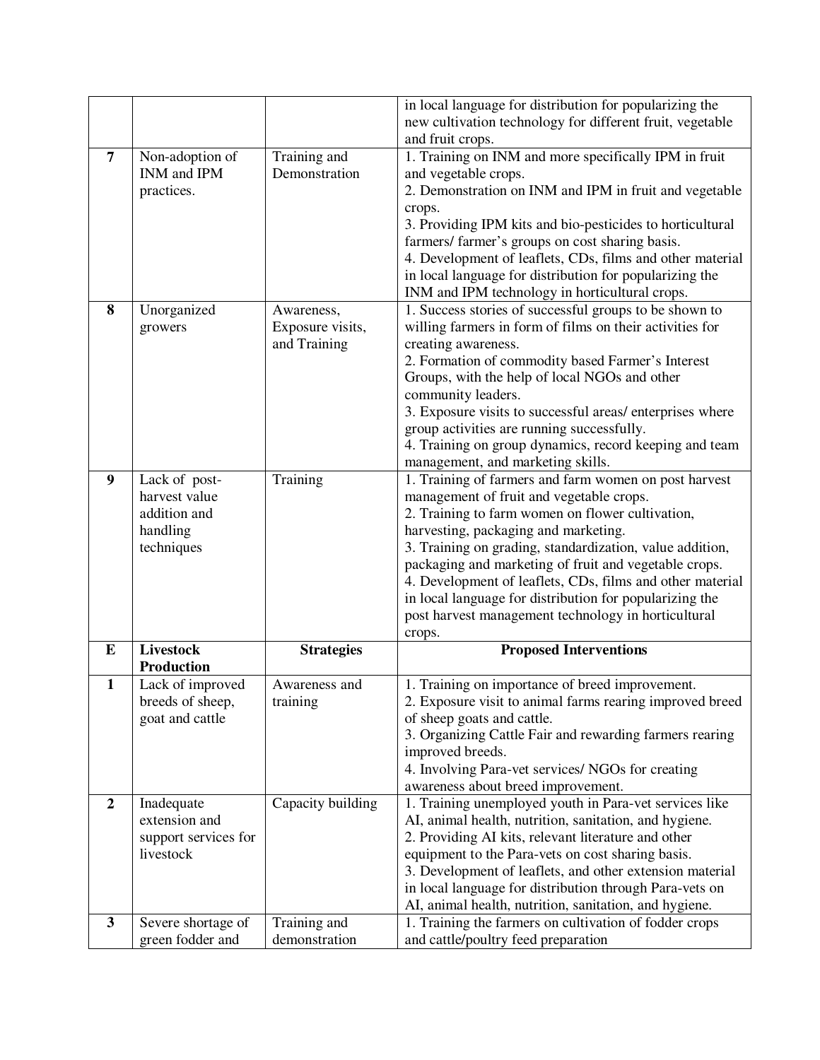| | | | |
|---|---|---|---|
| | | | in local language for distribution for popularizing the new cultivation technology for different fruit, vegetable and fruit crops. |
| **7** | Non-adoption of INM and IPM practices. | Training and Demonstration | 1. Training on INM and more specifically IPM in fruit and vegetable crops.<br>2. Demonstration on INM and IPM in fruit and vegetable crops.<br>3. Providing IPM kits and bio-pesticides to horticultural farmers/ farmer's groups on cost sharing basis.<br>4. Development of leaflets, CDs, films and other material in local language for distribution for popularizing the INM and IPM technology in horticultural crops. |
| **8** | Unorganized growers | Awareness, Exposure visits, and Training | 1. Success stories of successful groups to be shown to willing farmers in form of films on their activities for creating awareness.<br>2. Formation of commodity based Farmer's Interest Groups, with the help of local NGOs and other community leaders.<br>3. Exposure visits to successful areas/ enterprises where group activities are running successfully.<br>4. Training on group dynamics, record keeping and team management, and marketing skills. |
| **9** | Lack of post-harvest value addition and handling techniques | Training | 1. Training of farmers and farm women on post harvest management of fruit and vegetable crops.<br>2. Training to farm women on flower cultivation, harvesting, packaging and marketing.<br>3. Training on grading, standardization, value addition, packaging and marketing of fruit and vegetable crops.<br>4. Development of leaflets, CDs, films and other material in local language for distribution for popularizing the post harvest management technology in horticultural crops. |
| **E** | **Livestock Production** | **Strategies** | **Proposed Interventions** |
| **1** | Lack of improved breeds of sheep, goat and cattle | Awareness and training | 1. Training on importance of breed improvement.<br>2. Exposure visit to animal farms rearing improved breed of sheep goats and cattle.<br>3. Organizing Cattle Fair and rewarding farmers rearing improved breeds.<br>4. Involving Para-vet services/ NGOs for creating awareness about breed improvement. |
| **2** | Inadequate extension and support services for livestock | Capacity building | 1. Training unemployed youth in Para-vet services like AI, animal health, nutrition, sanitation, and hygiene.<br>2. Providing AI kits, relevant literature and other equipment to the Para-vets on cost sharing basis.<br>3. Development of leaflets, and other extension material in local language for distribution through Para-vets on AI, animal health, nutrition, sanitation, and hygiene. |
| **3** | Severe shortage of green fodder and | Training and demonstration | 1. Training the farmers on cultivation of fodder crops and cattle/poultry feed preparation |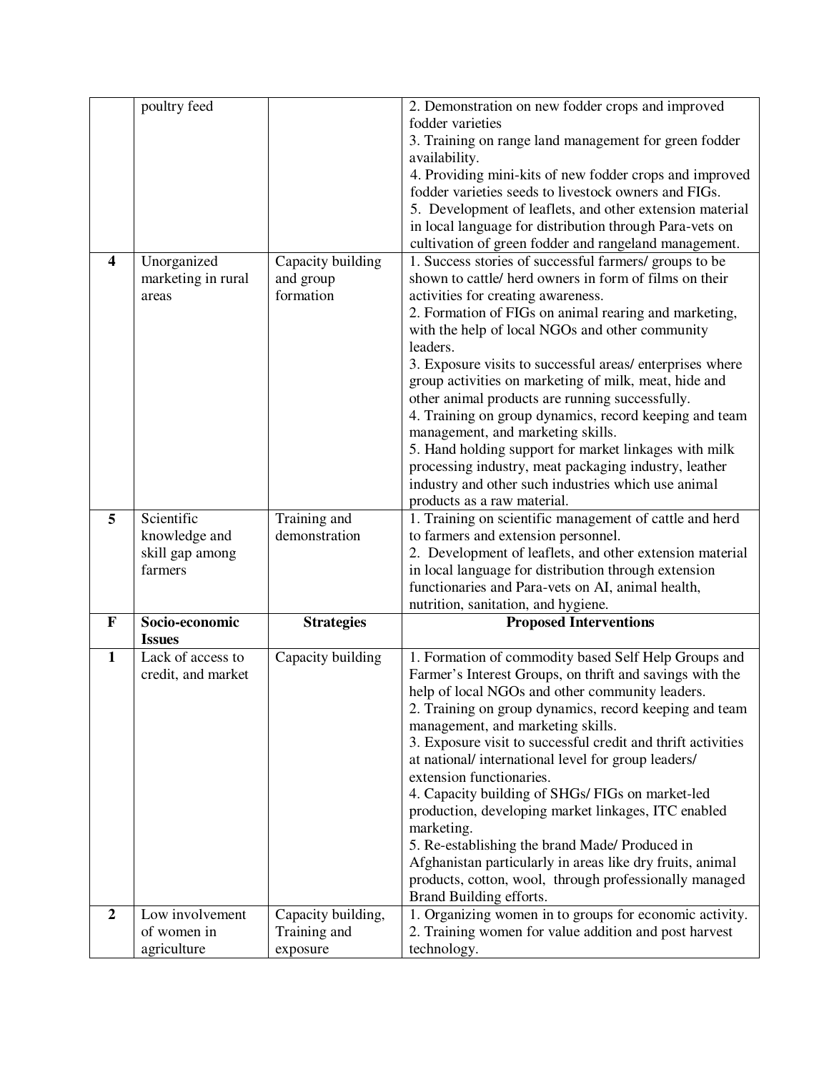| | | | |
|---|---|---|---|
| | poultry feed | | 2. Demonstration on new fodder crops and improved fodder varieties<br>3. Training on range land management for green fodder availability.<br>4. Providing mini-kits of new fodder crops and improved fodder varieties seeds to livestock owners and FIGs.<br>5. Development of leaflets, and other extension material in local language for distribution through Para-vets on cultivation of green fodder and rangeland management. |
| **4** | Unorganized marketing in rural areas | Capacity building and group formation | 1. Success stories of successful farmers/ groups to be shown to cattle/ herd owners in form of films on their activities for creating awareness.<br>2. Formation of FIGs on animal rearing and marketing, with the help of local NGOs and other community leaders.<br>3. Exposure visits to successful areas/ enterprises where group activities on marketing of milk, meat, hide and other animal products are running successfully.<br>4. Training on group dynamics, record keeping and team management, and marketing skills.<br>5. Hand holding support for market linkages with milk processing industry, meat packaging industry, leather industry and other such industries which use animal products as a raw material. |
| **5** | Scientific knowledge and skill gap among farmers | Training and demonstration | 1. Training on scientific management of cattle and herd to farmers and extension personnel.<br>2. Development of leaflets, and other extension material in local language for distribution through extension functionaries and Para-vets on AI, animal health, nutrition, sanitation, and hygiene. |
| **F** | **Socio-economic Issues** | **Strategies** | **Proposed Interventions** |
| **1** | Lack of access to credit, and market | Capacity building | 1. Formation of commodity based Self Help Groups and Farmer's Interest Groups, on thrift and savings with the help of local NGOs and other community leaders.<br>2. Training on group dynamics, record keeping and team management, and marketing skills.<br>3. Exposure visit to successful credit and thrift activities at national/ international level for group leaders/ extension functionaries.<br>4. Capacity building of SHGs/ FIGs on market-led production, developing market linkages, ITC enabled marketing.<br>5. Re-establishing the brand Made/ Produced in Afghanistan particularly in areas like dry fruits, animal products, cotton, wool, through professionally managed Brand Building efforts. |
| **2** | Low involvement of women in agriculture | Capacity building, Training and exposure | 1. Organizing women in to groups for economic activity.<br>2. Training women for value addition and post harvest technology. |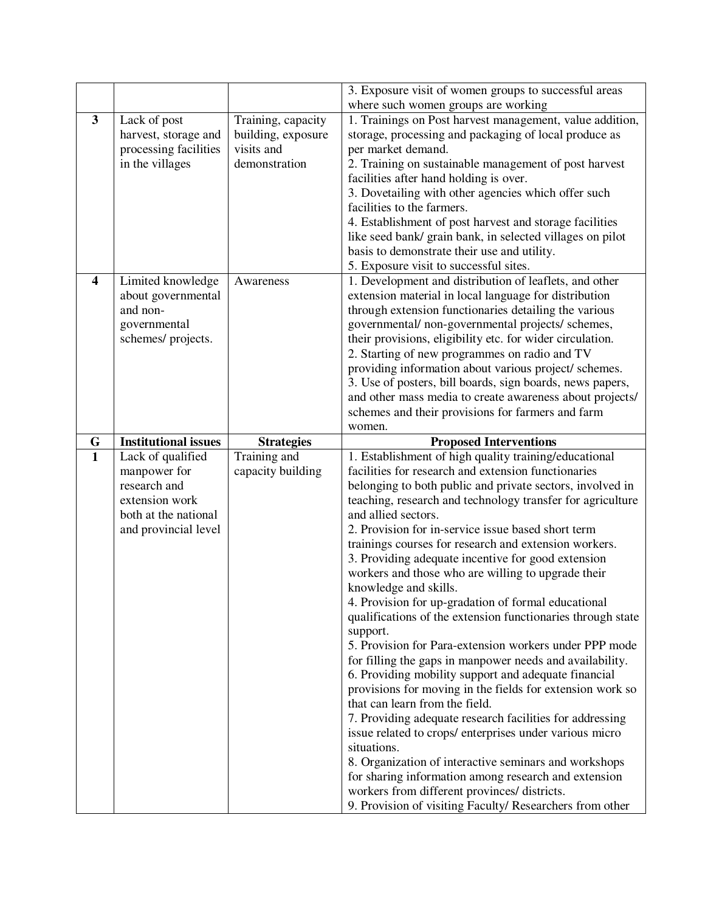| | | | |
|---|---|---|---|
| | | | 3. Exposure visit of women groups to successful areas where such women groups are working |
| **3** | Lack of post harvest, storage and processing facilities in the villages | Training, capacity building, exposure visits and demonstration | 1. Trainings on Post harvest management, value addition, storage, processing and packaging of local produce as per market demand.<br>2. Training on sustainable management of post harvest facilities after hand holding is over.<br>3. Dovetailing with other agencies which offer such facilities to the farmers.<br>4. Establishment of post harvest and storage facilities like seed bank/ grain bank, in selected villages on pilot basis to demonstrate their use and utility.<br>5. Exposure visit to successful sites. |
| **4** | Limited knowledge about governmental and non-governmental schemes/ projects. | Awareness | 1. Development and distribution of leaflets, and other extension material in local language for distribution through extension functionaries detailing the various governmental/ non-governmental projects/ schemes, their provisions, eligibility etc. for wider circulation.<br>2. Starting of new programmes on radio and TV providing information about various project/ schemes.<br>3. Use of posters, bill boards, sign boards, news papers, and other mass media to create awareness about projects/ schemes and their provisions for farmers and farm women. |
| **G** | **Institutional issues** | **Strategies** | **Proposed Interventions** |
| **1** | Lack of qualified manpower for research and extension work both at the national and provincial level | Training and capacity building | 1. Establishment of high quality training/educational facilities for research and extension functionaries belonging to both public and private sectors, involved in teaching, research and technology transfer for agriculture and allied sectors.<br>2. Provision for in-service issue based short term trainings courses for research and extension workers.<br>3. Providing adequate incentive for good extension workers and those who are willing to upgrade their knowledge and skills.<br>4. Provision for up-gradation of formal educational qualifications of the extension functionaries through state support.<br>5. Provision for Para-extension workers under PPP mode for filling the gaps in manpower needs and availability.<br>6. Providing mobility support and adequate financial provisions for moving in the fields for extension work so that can learn from the field.<br>7. Providing adequate research facilities for addressing issue related to crops/ enterprises under various micro situations.<br>8. Organization of interactive seminars and workshops for sharing information among research and extension workers from different provinces/ districts.<br>9. Provision of visiting Faculty/ Researchers from other |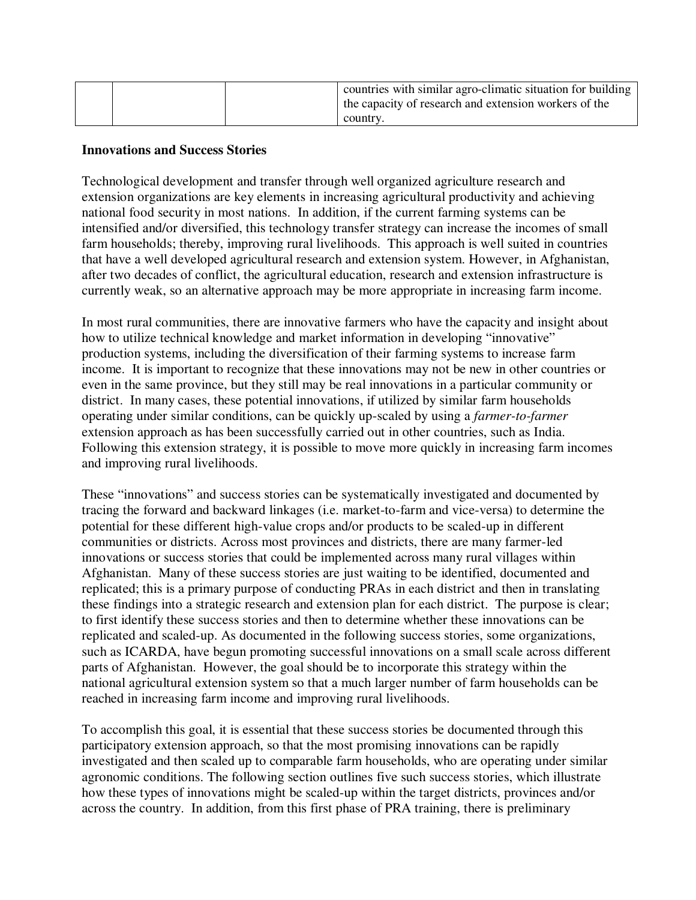| | | | countries with similar agro-climatic situation for building the capacity of research and extension workers of the country. |
|---|---|---|---|

**Innovations and Success Stories**

Technological development and transfer through well organized agriculture research and extension organizations are key elements in increasing agricultural productivity and achieving national food security in most nations. In addition, if the current farming systems can be intensified and/or diversified, this technology transfer strategy can increase the incomes of small farm households; thereby, improving rural livelihoods. This approach is well suited in countries that have a well developed agricultural research and extension system. However, in Afghanistan, after two decades of conflict, the agricultural education, research and extension infrastructure is currently weak, so an alternative approach may be more appropriate in increasing farm income.

In most rural communities, there are innovative farmers who have the capacity and insight about how to utilize technical knowledge and market information in developing "innovative" production systems, including the diversification of their farming systems to increase farm income. It is important to recognize that these innovations may not be new in other countries or even in the same province, but they still may be real innovations in a particular community or district. In many cases, these potential innovations, if utilized by similar farm households operating under similar conditions, can be quickly up-scaled by using a *farmer-to-farmer* extension approach as has been successfully carried out in other countries, such as India. Following this extension strategy, it is possible to move more quickly in increasing farm incomes and improving rural livelihoods.

These "innovations" and success stories can be systematically investigated and documented by tracing the forward and backward linkages (i.e. market-to-farm and vice-versa) to determine the potential for these different high-value crops and/or products to be scaled-up in different communities or districts. Across most provinces and districts, there are many farmer-led innovations or success stories that could be implemented across many rural villages within Afghanistan. Many of these success stories are just waiting to be identified, documented and replicated; this is a primary purpose of conducting PRAs in each district and then in translating these findings into a strategic research and extension plan for each district. The purpose is clear; to first identify these success stories and then to determine whether these innovations can be replicated and scaled-up. As documented in the following success stories, some organizations, such as ICARDA, have begun promoting successful innovations on a small scale across different parts of Afghanistan. However, the goal should be to incorporate this strategy within the national agricultural extension system so that a much larger number of farm households can be reached in increasing farm income and improving rural livelihoods.

To accomplish this goal, it is essential that these success stories be documented through this participatory extension approach, so that the most promising innovations can be rapidly investigated and then scaled up to comparable farm households, who are operating under similar agronomic conditions. The following section outlines five such success stories, which illustrate how these types of innovations might be scaled-up within the target districts, provinces and/or across the country. In addition, from this first phase of PRA training, there is preliminary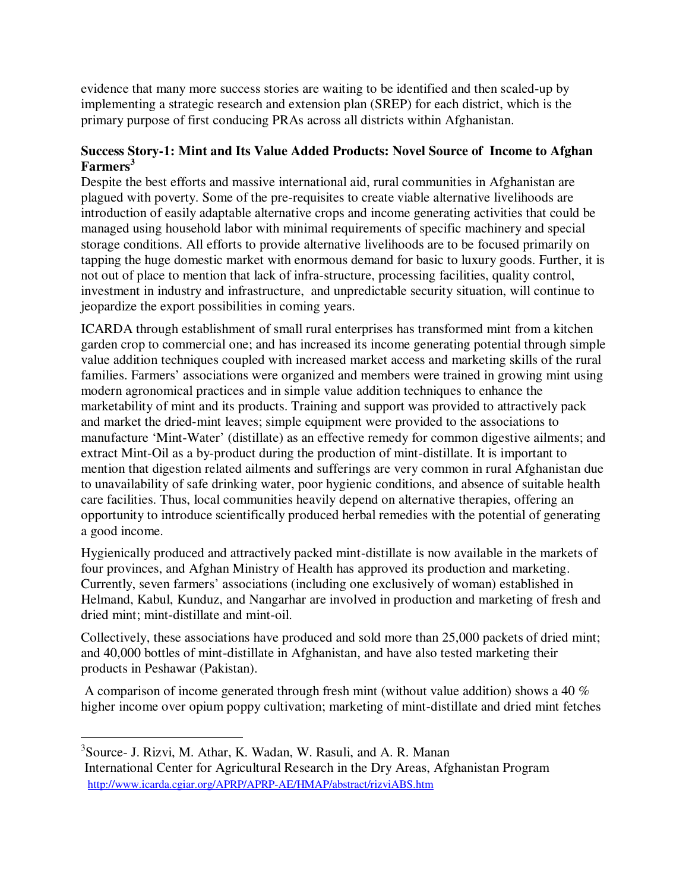evidence that many more success stories are waiting to be identified and then scaled-up by implementing a strategic research and extension plan (SREP) for each district, which is the primary purpose of first conducing PRAs across all districts within Afghanistan.

### Success Story-1: Mint and Its Value Added Products: Novel Source of Income to Afghan Farmers[3]

Despite the best efforts and massive international aid, rural communities in Afghanistan are plagued with poverty. Some of the pre-requisites to create viable alternative livelihoods are introduction of easily adaptable alternative crops and income generating activities that could be managed using household labor with minimal requirements of specific machinery and special storage conditions. All efforts to provide alternative livelihoods are to be focused primarily on tapping the huge domestic market with enormous demand for basic to luxury goods. Further, it is not out of place to mention that lack of infra-structure, processing facilities, quality control, investment in industry and infrastructure, and unpredictable security situation, will continue to jeopardize the export possibilities in coming years.

ICARDA through establishment of small rural enterprises has transformed mint from a kitchen garden crop to commercial one; and has increased its income generating potential through simple value addition techniques coupled with increased market access and marketing skills of the rural families. Farmers' associations were organized and members were trained in growing mint using modern agronomical practices and in simple value addition techniques to enhance the marketability of mint and its products. Training and support was provided to attractively pack and market the dried-mint leaves; simple equipment were provided to the associations to manufacture 'Mint-Water' (distillate) as an effective remedy for common digestive ailments; and extract Mint-Oil as a by-product during the production of mint-distillate. It is important to mention that digestion related ailments and sufferings are very common in rural Afghanistan due to unavailability of safe drinking water, poor hygienic conditions, and absence of suitable health care facilities. Thus, local communities heavily depend on alternative therapies, offering an opportunity to introduce scientifically produced herbal remedies with the potential of generating a good income.

Hygienically produced and attractively packed mint-distillate is now available in the markets of four provinces, and Afghan Ministry of Health has approved its production and marketing. Currently, seven farmers' associations (including one exclusively of woman) established in Helmand, Kabul, Kunduz, and Nangarhar are involved in production and marketing of fresh and dried mint; mint-distillate and mint-oil.

Collectively, these associations have produced and sold more than 25,000 packets of dried mint; and 40,000 bottles of mint-distillate in Afghanistan, and have also tested marketing their products in Peshawar (Pakistan).

A comparison of income generated through fresh mint (without value addition) shows a 40 % higher income over opium poppy cultivation; marketing of mint-distillate and dried mint fetches

---

[3] Source- J. Rizvi, M. Athar, K. Wadan, W. Rasuli, and A. R. Manan
International Center for Agricultural Research in the Dry Areas, Afghanistan Program
http://www.icarda.cgiar.org/APRP/APRP-AE/HMAP/abstract/rizviABS.htm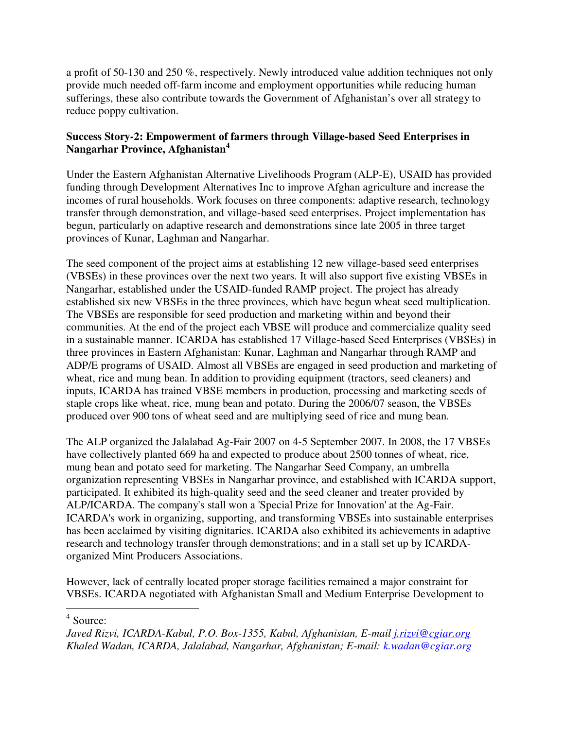a profit of 50-130 and 250 %, respectively. Newly introduced value addition techniques not only provide much needed off-farm income and employment opportunities while reducing human sufferings, these also contribute towards the Government of Afghanistan's over all strategy to reduce poppy cultivation.

**Success Story-2: Empowerment of farmers through Village-based Seed Enterprises in Nangarhar Province, Afghanistan[4]**

Under the Eastern Afghanistan Alternative Livelihoods Program (ALP-E), USAID has provided funding through Development Alternatives Inc to improve Afghan agriculture and increase the incomes of rural households. Work focuses on three components: adaptive research, technology transfer through demonstration, and village-based seed enterprises. Project implementation has begun, particularly on adaptive research and demonstrations since late 2005 in three target provinces of Kunar, Laghman and Nangarhar.

The seed component of the project aims at establishing 12 new village-based seed enterprises (VBSEs) in these provinces over the next two years. It will also support five existing VBSEs in Nangarhar, established under the USAID-funded RAMP project. The project has already established six new VBSEs in the three provinces, which have begun wheat seed multiplication. The VBSEs are responsible for seed production and marketing within and beyond their communities. At the end of the project each VBSE will produce and commercialize quality seed in a sustainable manner. ICARDA has established 17 Village-based Seed Enterprises (VBSEs) in three provinces in Eastern Afghanistan: Kunar, Laghman and Nangarhar through RAMP and ADP/E programs of USAID. Almost all VBSEs are engaged in seed production and marketing of wheat, rice and mung bean. In addition to providing equipment (tractors, seed cleaners) and inputs, ICARDA has trained VBSE members in production, processing and marketing seeds of staple crops like wheat, rice, mung bean and potato. During the 2006/07 season, the VBSEs produced over 900 tons of wheat seed and are multiplying seed of rice and mung bean.

The ALP organized the Jalalabad Ag-Fair 2007 on 4-5 September 2007. In 2008, the 17 VBSEs have collectively planted 669 ha and expected to produce about 2500 tonnes of wheat, rice, mung bean and potato seed for marketing. The Nangarhar Seed Company, an umbrella organization representing VBSEs in Nangarhar province, and established with ICARDA support, participated. It exhibited its high-quality seed and the seed cleaner and treater provided by ALP/ICARDA. The company's stall won a 'Special Prize for Innovation' at the Ag-Fair. ICARDA's work in organizing, supporting, and transforming VBSEs into sustainable enterprises has been acclaimed by visiting dignitaries. ICARDA also exhibited its achievements in adaptive research and technology transfer through demonstrations; and in a stall set up by ICARDA-organized Mint Producers Associations.

However, lack of centrally located proper storage facilities remained a major constraint for VBSEs. ICARDA negotiated with Afghanistan Small and Medium Enterprise Development to

---

[4] Source:
*Javed Rizvi, ICARDA-Kabul, P.O. Box-1355, Kabul, Afghanistan, E-mail j.rizvi@cgiar.org*
*Khaled Wadan, ICARDA, Jalalabad, Nangarhar, Afghanistan; E-mail: k.wadan@cgiar.org*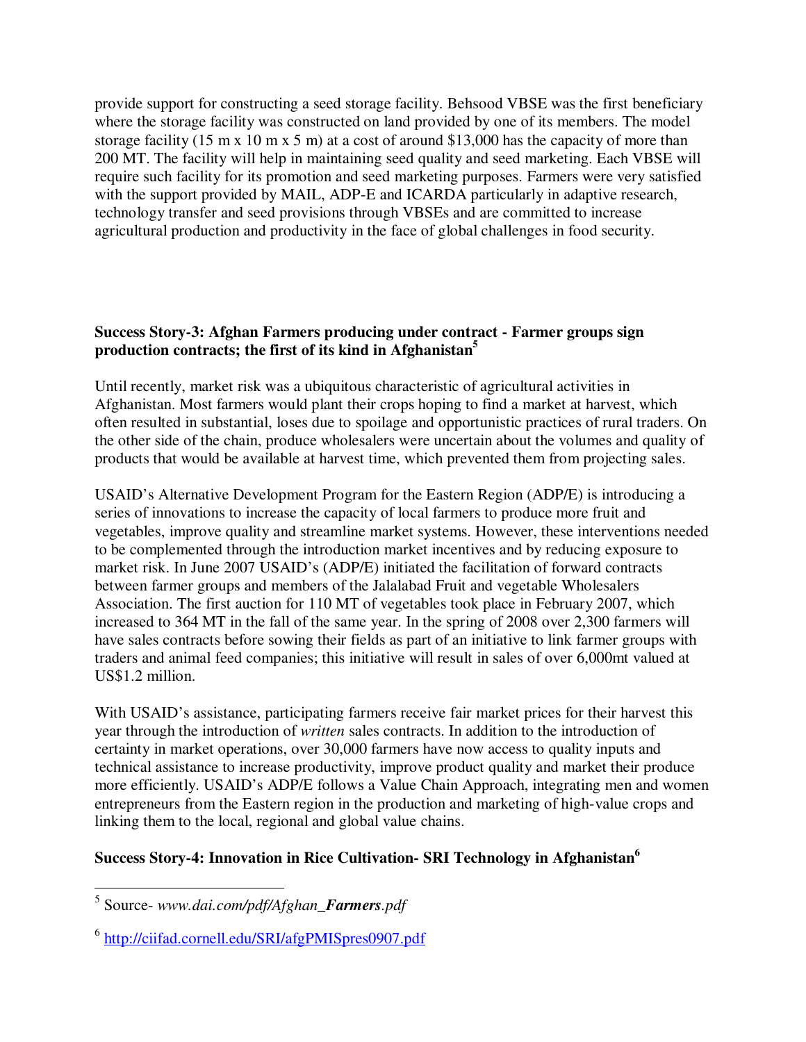provide support for constructing a seed storage facility. Behsood VBSE was the first beneficiary where the storage facility was constructed on land provided by one of its members. The model storage facility (15 m x 10 m x 5 m) at a cost of around $13,000 has the capacity of more than 200 MT. The facility will help in maintaining seed quality and seed marketing. Each VBSE will require such facility for its promotion and seed marketing purposes. Farmers were very satisfied with the support provided by MAIL, ADP-E and ICARDA particularly in adaptive research, technology transfer and seed provisions through VBSEs and are committed to increase agricultural production and productivity in the face of global challenges in food security.

**Success Story-3: Afghan Farmers producing under contract - Farmer groups sign production contracts; the first of its kind in Afghanistan[5]**

Until recently, market risk was a ubiquitous characteristic of agricultural activities in Afghanistan. Most farmers would plant their crops hoping to find a market at harvest, which often resulted in substantial, loses due to spoilage and opportunistic practices of rural traders. On the other side of the chain, produce wholesalers were uncertain about the volumes and quality of products that would be available at harvest time, which prevented them from projecting sales.

USAID's Alternative Development Program for the Eastern Region (ADP/E) is introducing a series of innovations to increase the capacity of local farmers to produce more fruit and vegetables, improve quality and streamline market systems. However, these interventions needed to be complemented through the introduction market incentives and by reducing exposure to market risk. In June 2007 USAID's (ADP/E) initiated the facilitation of forward contracts between farmer groups and members of the Jalalabad Fruit and vegetable Wholesalers Association. The first auction for 110 MT of vegetables took place in February 2007, which increased to 364 MT in the fall of the same year. In the spring of 2008 over 2,300 farmers will have sales contracts before sowing their fields as part of an initiative to link farmer groups with traders and animal feed companies; this initiative will result in sales of over 6,000mt valued at US$1.2 million.

With USAID's assistance, participating farmers receive fair market prices for their harvest this year through the introduction of *written* sales contracts. In addition to the introduction of certainty in market operations, over 30,000 farmers have now access to quality inputs and technical assistance to increase productivity, improve product quality and market their produce more efficiently. USAID's ADP/E follows a Value Chain Approach, integrating men and women entrepreneurs from the Eastern region in the production and marketing of high-value crops and linking them to the local, regional and global value chains.

**Success Story-4: Innovation in Rice Cultivation- SRI Technology in Afghanistan[6]**

---

[5] Source- *www.dai.com/pdf/Afghan_**Farmers**.pdf*

[6] http://ciifad.cornell.edu/SRI/afgPMISpres0907.pdf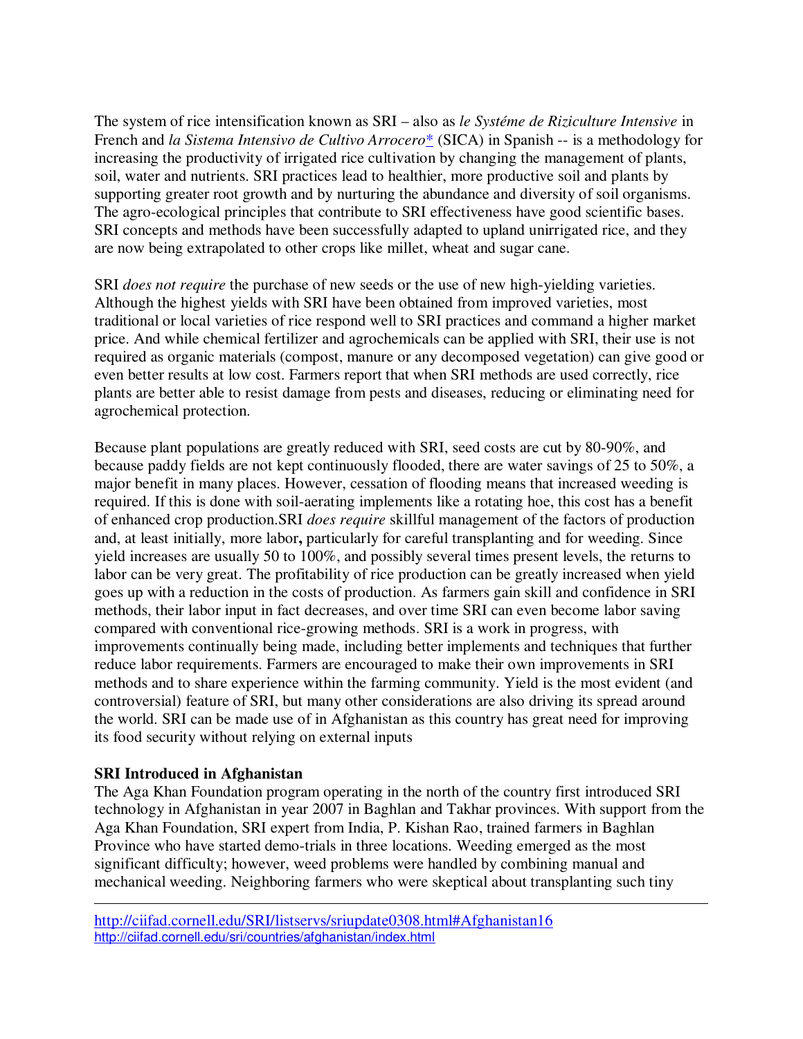The system of rice intensification known as SRI – also as *le Systéme de Riziculture Intensive* in French and *la Sistema Intensivo de Cultivo Arrocero** (SICA) in Spanish -- is a methodology for increasing the productivity of irrigated rice cultivation by changing the management of plants, soil, water and nutrients. SRI practices lead to healthier, more productive soil and plants by supporting greater root growth and by nurturing the abundance and diversity of soil organisms. The agro-ecological principles that contribute to SRI effectiveness have good scientific bases. SRI concepts and methods have been successfully adapted to upland unirrigated rice, and they are now being extrapolated to other crops like millet, wheat and sugar cane.

SRI *does not require* the purchase of new seeds or the use of new high-yielding varieties. Although the highest yields with SRI have been obtained from improved varieties, most traditional or local varieties of rice respond well to SRI practices and command a higher market price. And while chemical fertilizer and agrochemicals can be applied with SRI, their use is not required as organic materials (compost, manure or any decomposed vegetation) can give good or even better results at low cost. Farmers report that when SRI methods are used correctly, rice plants are better able to resist damage from pests and diseases, reducing or eliminating need for agrochemical protection.

Because plant populations are greatly reduced with SRI, seed costs are cut by 80-90%, and because paddy fields are not kept continuously flooded, there are water savings of 25 to 50%, a major benefit in many places. However, cessation of flooding means that increased weeding is required. If this is done with soil-aerating implements like a rotating hoe, this cost has a benefit of enhanced crop production.SRI *does require* skillful management of the factors of production and, at least initially, more labor**,** particularly for careful transplanting and for weeding. Since yield increases are usually 50 to 100%, and possibly several times present levels, the returns to labor can be very great. The profitability of rice production can be greatly increased when yield goes up with a reduction in the costs of production. As farmers gain skill and confidence in SRI methods, their labor input in fact decreases, and over time SRI can even become labor saving compared with conventional rice-growing methods. SRI is a work in progress, with improvements continually being made, including better implements and techniques that further reduce labor requirements. Farmers are encouraged to make their own improvements in SRI methods and to share experience within the farming community. Yield is the most evident (and controversial) feature of SRI, but many other considerations are also driving its spread around the world. SRI can be made use of in Afghanistan as this country has great need for improving its food security without relying on external inputs

**SRI Introduced in Afghanistan**

The Aga Khan Foundation program operating in the north of the country first introduced SRI technology in Afghanistan in year 2007 in Baghlan and Takhar provinces. With support from the Aga Khan Foundation, SRI expert from India, P. Kishan Rao, trained farmers in Baghlan Province who have started demo-trials in three locations. Weeding emerged as the most significant difficulty; however, weed problems were handled by combining manual and mechanical weeding. Neighboring farmers who were skeptical about transplanting such tiny

---

http://ciifad.cornell.edu/SRI/listservs/sriupdate0308.html#Afghanistan16
http://ciifad.cornell.edu/sri/countries/afghanistan/index.html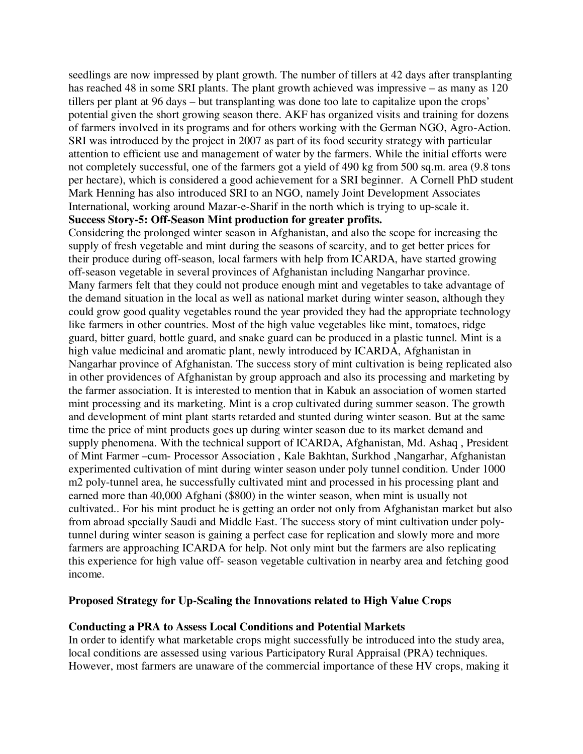seedlings are now impressed by plant growth. The number of tillers at 42 days after transplanting has reached 48 in some SRI plants. The plant growth achieved was impressive – as many as 120 tillers per plant at 96 days – but transplanting was done too late to capitalize upon the crops' potential given the short growing season there. AKF has organized visits and training for dozens of farmers involved in its programs and for others working with the German NGO, Agro-Action. SRI was introduced by the project in 2007 as part of its food security strategy with particular attention to efficient use and management of water by the farmers. While the initial efforts were not completely successful, one of the farmers got a yield of 490 kg from 500 sq.m. area (9.8 tons per hectare), which is considered a good achievement for a SRI beginner. A Cornell PhD student Mark Henning has also introduced SRI to an NGO, namely Joint Development Associates International, working around Mazar-e-Sharif in the north which is trying to up-scale it.

**Success Story-5: Off-Season Mint production for greater profits.**

Considering the prolonged winter season in Afghanistan, and also the scope for increasing the supply of fresh vegetable and mint during the seasons of scarcity, and to get better prices for their produce during off-season, local farmers with help from ICARDA, have started growing off-season vegetable in several provinces of Afghanistan including Nangarhar province. Many farmers felt that they could not produce enough mint and vegetables to take advantage of the demand situation in the local as well as national market during winter season, although they could grow good quality vegetables round the year provided they had the appropriate technology like farmers in other countries. Most of the high value vegetables like mint, tomatoes, ridge guard, bitter guard, bottle guard, and snake guard can be produced in a plastic tunnel. Mint is a high value medicinal and aromatic plant, newly introduced by ICARDA, Afghanistan in Nangarhar province of Afghanistan. The success story of mint cultivation is being replicated also in other providences of Afghanistan by group approach and also its processing and marketing by the farmer association. It is interested to mention that in Kabuk an association of women started mint processing and its marketing. Mint is a crop cultivated during summer season. The growth and development of mint plant starts retarded and stunted during winter season. But at the same time the price of mint products goes up during winter season due to its market demand and supply phenomena. With the technical support of ICARDA, Afghanistan, Md. Ashaq , President of Mint Farmer –cum- Processor Association , Kale Bakhtan, Surkhod ,Nangarhar, Afghanistan experimented cultivation of mint during winter season under poly tunnel condition. Under 1000 m2 poly-tunnel area, he successfully cultivated mint and processed in his processing plant and earned more than 40,000 Afghani ($800) in the winter season, when mint is usually not cultivated.. For his mint product he is getting an order not only from Afghanistan market but also from abroad specially Saudi and Middle East. The success story of mint cultivation under poly-tunnel during winter season is gaining a perfect case for replication and slowly more and more farmers are approaching ICARDA for help. Not only mint but the farmers are also replicating this experience for high value off- season vegetable cultivation in nearby area and fetching good income.

## Proposed Strategy for Up-Scaling the Innovations related to High Value Crops

### Conducting a PRA to Assess Local Conditions and Potential Markets

In order to identify what marketable crops might successfully be introduced into the study area, local conditions are assessed using various Participatory Rural Appraisal (PRA) techniques. However, most farmers are unaware of the commercial importance of these HV crops, making it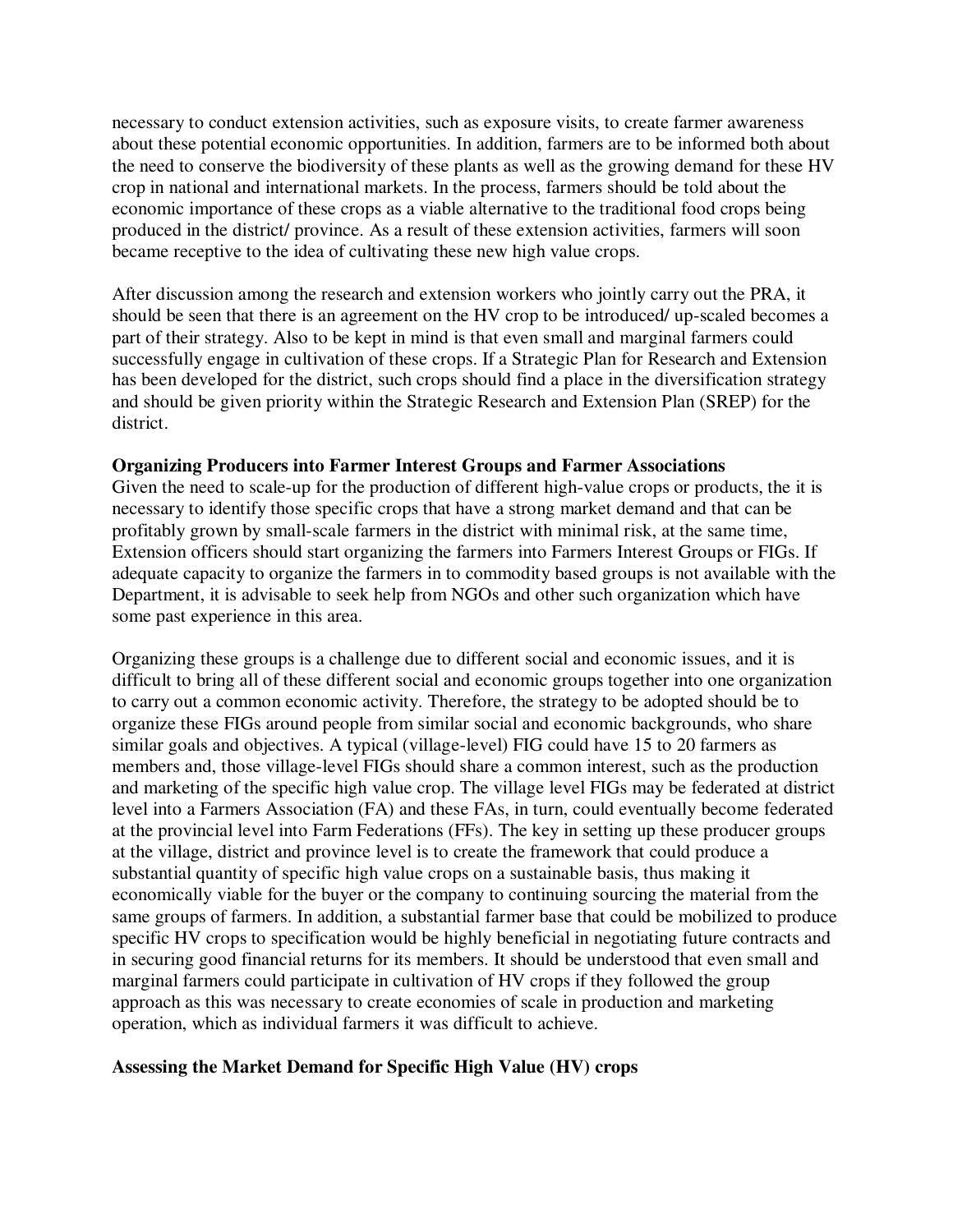necessary to conduct extension activities, such as exposure visits, to create farmer awareness about these potential economic opportunities. In addition, farmers are to be informed both about the need to conserve the biodiversity of these plants as well as the growing demand for these HV crop in national and international markets. In the process, farmers should be told about the economic importance of these crops as a viable alternative to the traditional food crops being produced in the district/ province. As a result of these extension activities, farmers will soon became receptive to the idea of cultivating these new high value crops.

After discussion among the research and extension workers who jointly carry out the PRA, it should be seen that there is an agreement on the HV crop to be introduced/ up-scaled becomes a part of their strategy. Also to be kept in mind is that even small and marginal farmers could successfully engage in cultivation of these crops. If a Strategic Plan for Research and Extension has been developed for the district, such crops should find a place in the diversification strategy and should be given priority within the Strategic Research and Extension Plan (SREP) for the district.

**Organizing Producers into Farmer Interest Groups and Farmer Associations**

Given the need to scale-up for the production of different high-value crops or products, the it is necessary to identify those specific crops that have a strong market demand and that can be profitably grown by small-scale farmers in the district with minimal risk, at the same time, Extension officers should start organizing the farmers into Farmers Interest Groups or FIGs. If adequate capacity to organize the farmers in to commodity based groups is not available with the Department, it is advisable to seek help from NGOs and other such organization which have some past experience in this area.

Organizing these groups is a challenge due to different social and economic issues, and it is difficult to bring all of these different social and economic groups together into one organization to carry out a common economic activity. Therefore, the strategy to be adopted should be to organize these FIGs around people from similar social and economic backgrounds, who share similar goals and objectives. A typical (village-level) FIG could have 15 to 20 farmers as members and, those village-level FIGs should share a common interest, such as the production and marketing of the specific high value crop. The village level FIGs may be federated at district level into a Farmers Association (FA) and these FAs, in turn, could eventually become federated at the provincial level into Farm Federations (FFs). The key in setting up these producer groups at the village, district and province level is to create the framework that could produce a substantial quantity of specific high value crops on a sustainable basis, thus making it economically viable for the buyer or the company to continuing sourcing the material from the same groups of farmers. In addition, a substantial farmer base that could be mobilized to produce specific HV crops to specification would be highly beneficial in negotiating future contracts and in securing good financial returns for its members. It should be understood that even small and marginal farmers could participate in cultivation of HV crops if they followed the group approach as this was necessary to create economies of scale in production and marketing operation, which as individual farmers it was difficult to achieve.

**Assessing the Market Demand for Specific High Value (HV) crops**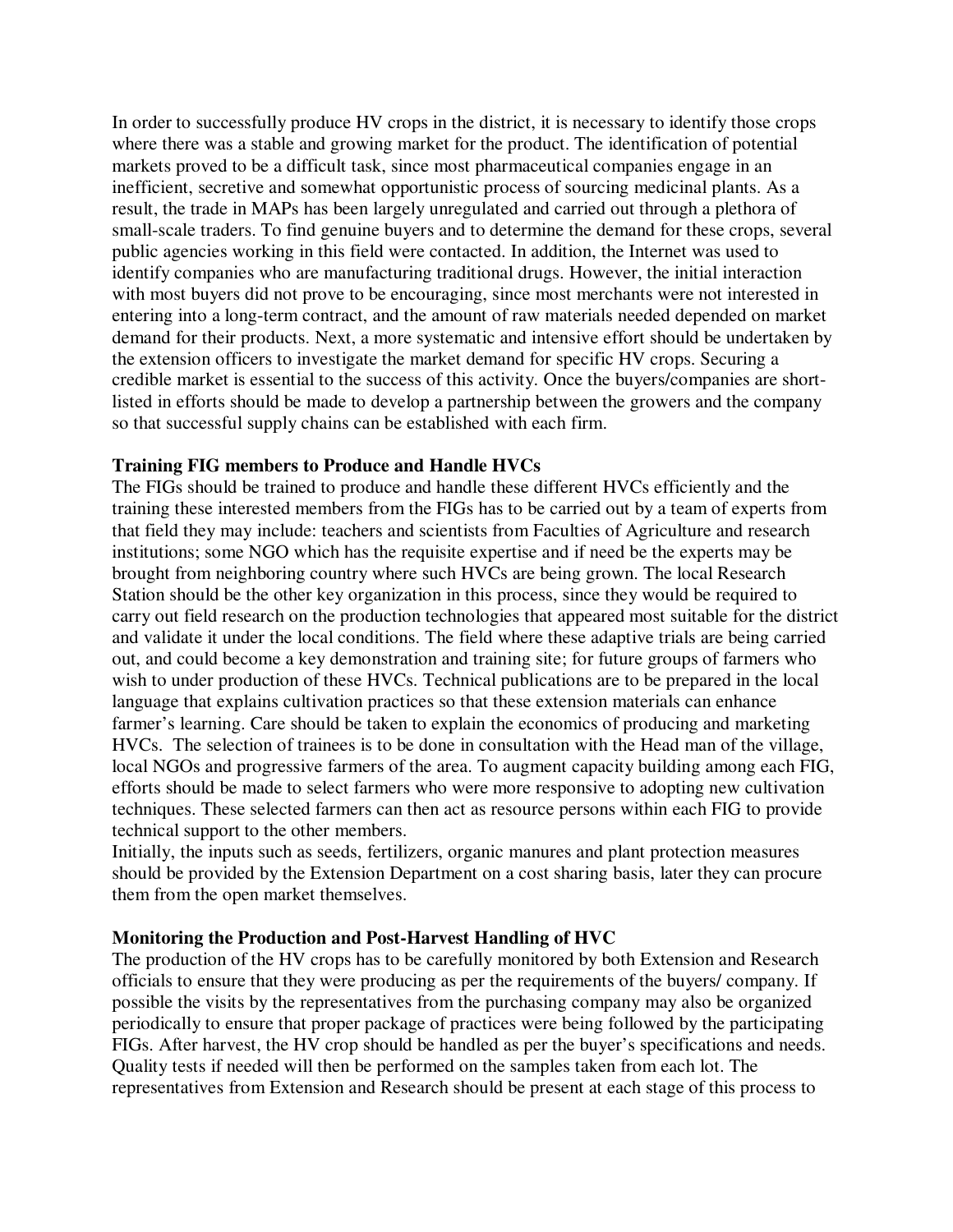In order to successfully produce HV crops in the district, it is necessary to identify those crops where there was a stable and growing market for the product. The identification of potential markets proved to be a difficult task, since most pharmaceutical companies engage in an inefficient, secretive and somewhat opportunistic process of sourcing medicinal plants. As a result, the trade in MAPs has been largely unregulated and carried out through a plethora of small-scale traders. To find genuine buyers and to determine the demand for these crops, several public agencies working in this field were contacted. In addition, the Internet was used to identify companies who are manufacturing traditional drugs. However, the initial interaction with most buyers did not prove to be encouraging, since most merchants were not interested in entering into a long-term contract, and the amount of raw materials needed depended on market demand for their products. Next, a more systematic and intensive effort should be undertaken by the extension officers to investigate the market demand for specific HV crops. Securing a credible market is essential to the success of this activity. Once the buyers/companies are short-listed in efforts should be made to develop a partnership between the growers and the company so that successful supply chains can be established with each firm.

**Training FIG members to Produce and Handle HVCs**

The FIGs should be trained to produce and handle these different HVCs efficiently and the training these interested members from the FIGs has to be carried out by a team of experts from that field they may include: teachers and scientists from Faculties of Agriculture and research institutions; some NGO which has the requisite expertise and if need be the experts may be brought from neighboring country where such HVCs are being grown. The local Research Station should be the other key organization in this process, since they would be required to carry out field research on the production technologies that appeared most suitable for the district and validate it under the local conditions. The field where these adaptive trials are being carried out, and could become a key demonstration and training site; for future groups of farmers who wish to under production of these HVCs. Technical publications are to be prepared in the local language that explains cultivation practices so that these extension materials can enhance farmer's learning. Care should be taken to explain the economics of producing and marketing HVCs. The selection of trainees is to be done in consultation with the Head man of the village, local NGOs and progressive farmers of the area. To augment capacity building among each FIG, efforts should be made to select farmers who were more responsive to adopting new cultivation techniques. These selected farmers can then act as resource persons within each FIG to provide technical support to the other members.

Initially, the inputs such as seeds, fertilizers, organic manures and plant protection measures should be provided by the Extension Department on a cost sharing basis, later they can procure them from the open market themselves.

**Monitoring the Production and Post-Harvest Handling of HVC**

The production of the HV crops has to be carefully monitored by both Extension and Research officials to ensure that they were producing as per the requirements of the buyers/ company. If possible the visits by the representatives from the purchasing company may also be organized periodically to ensure that proper package of practices were being followed by the participating FIGs. After harvest, the HV crop should be handled as per the buyer's specifications and needs. Quality tests if needed will then be performed on the samples taken from each lot. The representatives from Extension and Research should be present at each stage of this process to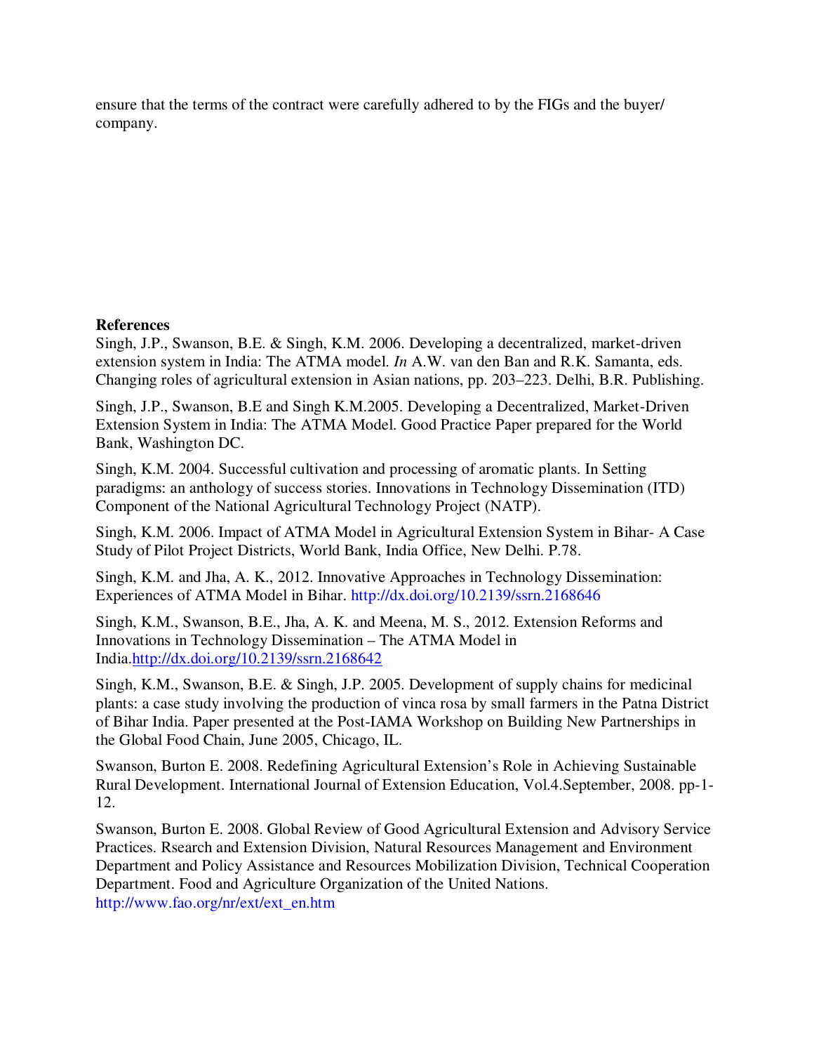ensure that the terms of the contract were carefully adhered to by the FIGs and the buyer/ company.

**References**

Singh, J.P., Swanson, B.E. & Singh, K.M. 2006. Developing a decentralized, market-driven extension system in India: The ATMA model. *In* A.W. van den Ban and R.K. Samanta, eds. Changing roles of agricultural extension in Asian nations, pp. 203–223. Delhi, B.R. Publishing.

Singh, J.P., Swanson, B.E and Singh K.M.2005. Developing a Decentralized, Market-Driven Extension System in India: The ATMA Model. Good Practice Paper prepared for the World Bank, Washington DC.

Singh, K.M. 2004. Successful cultivation and processing of aromatic plants. In Setting paradigms: an anthology of success stories. Innovations in Technology Dissemination (ITD) Component of the National Agricultural Technology Project (NATP).

Singh, K.M. 2006. Impact of ATMA Model in Agricultural Extension System in Bihar- A Case Study of Pilot Project Districts, World Bank, India Office, New Delhi. P.78.

Singh, K.M. and Jha, A. K., 2012. Innovative Approaches in Technology Dissemination: Experiences of ATMA Model in Bihar. http://dx.doi.org/10.2139/ssrn.2168646

Singh, K.M., Swanson, B.E., Jha, A. K. and Meena, M. S., 2012. Extension Reforms and Innovations in Technology Dissemination – The ATMA Model in India.http://dx.doi.org/10.2139/ssrn.2168642

Singh, K.M., Swanson, B.E. & Singh, J.P. 2005. Development of supply chains for medicinal plants: a case study involving the production of vinca rosa by small farmers in the Patna District of Bihar India. Paper presented at the Post-IAMA Workshop on Building New Partnerships in the Global Food Chain, June 2005, Chicago, IL.

Swanson, Burton E. 2008. Redefining Agricultural Extension's Role in Achieving Sustainable Rural Development. International Journal of Extension Education, Vol.4.September, 2008. pp-1-12.

Swanson, Burton E. 2008. Global Review of Good Agricultural Extension and Advisory Service Practices. Rsearch and Extension Division, Natural Resources Management and Environment Department and Policy Assistance and Resources Mobilization Division, Technical Cooperation Department. Food and Agriculture Organization of the United Nations. http://www.fao.org/nr/ext/ext_en.htm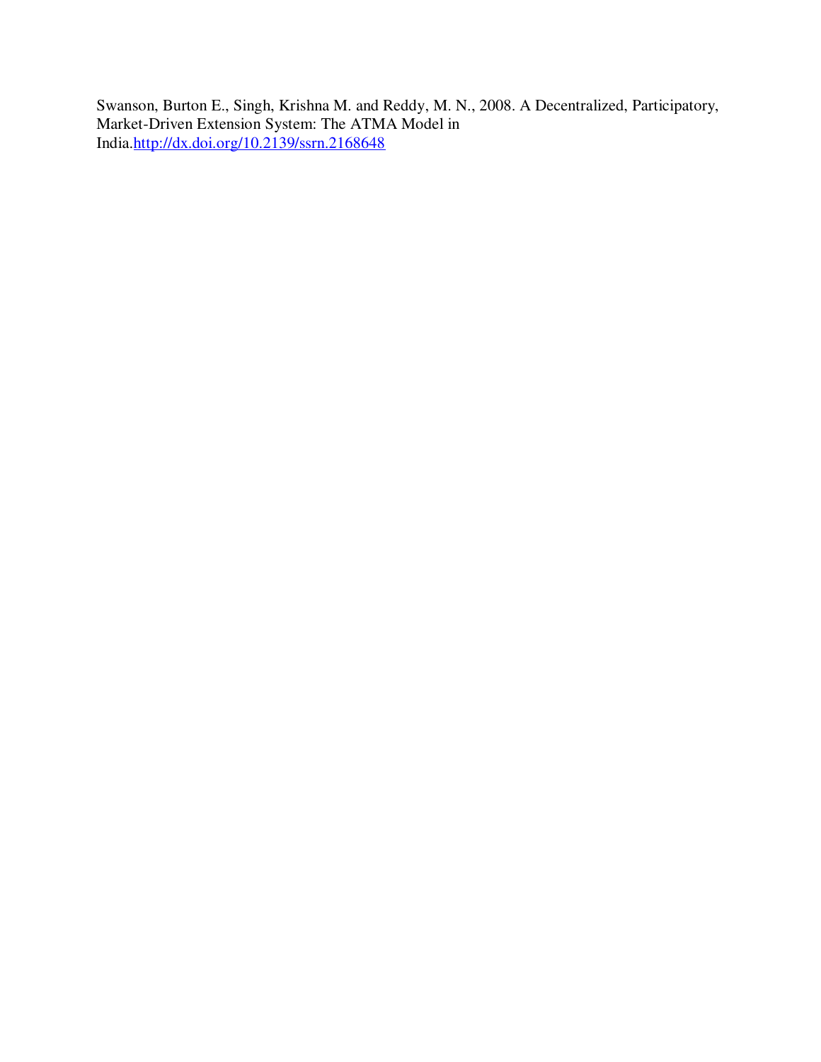Swanson, Burton E., Singh, Krishna M. and Reddy, M. N., 2008. A Decentralized, Participatory, Market-Driven Extension System: The ATMA Model in India.http://dx.doi.org/10.2139/ssrn.2168648